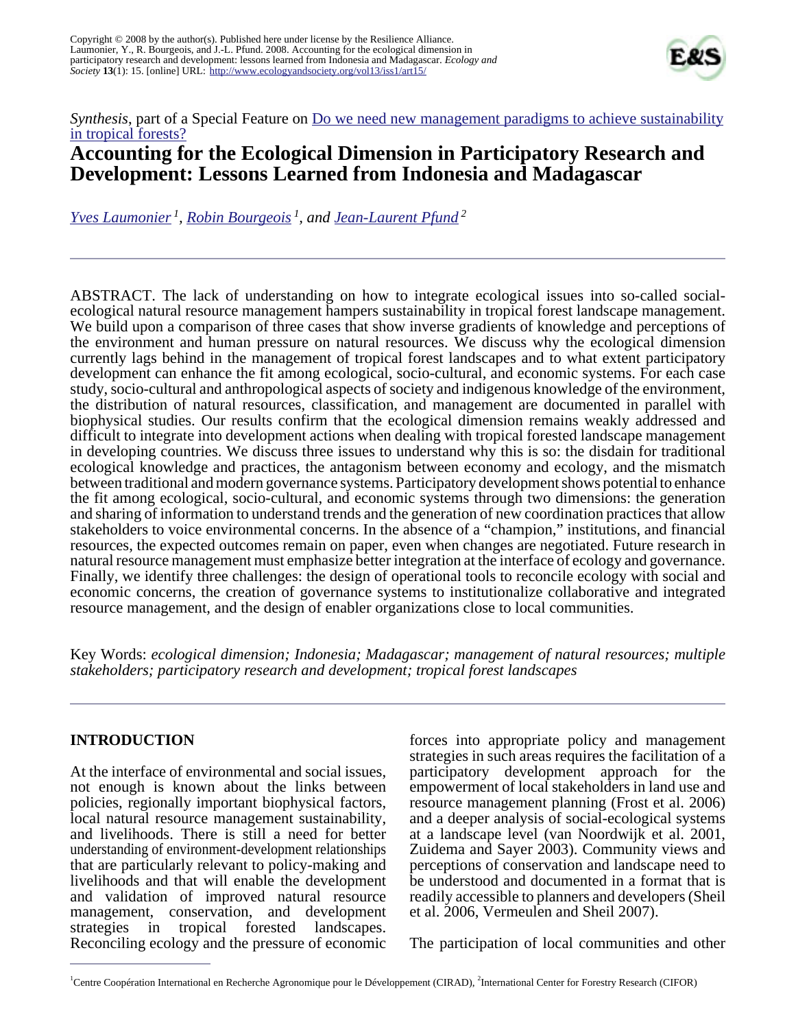Copyright © 2008 by the author(s). Published here under license by the Resilience Alliance.
Laumonier, Y., R. Bourgeois, and J.-L. Pfund. 2008. Accounting for the ecological dimension in participatory research and development: lessons learned from Indonesia and Madagascar. *Ecology and Society* **13**(1): 15. [online] URL: http://www.ecologyandsociety.org/vol13/iss1/art15/

*Synthesis*, part of a Special Feature on Do we need new management paradigms to achieve sustainability in tropical forests?

# Accounting for the Ecological Dimension in Participatory Research and Development: Lessons Learned from Indonesia and Madagascar

*Yves Laumonier* [1], *Robin Bourgeois* [1], *and Jean-Laurent Pfund* [2]

ABSTRACT. The lack of understanding on how to integrate ecological issues into so-called social-ecological natural resource management hampers sustainability in tropical forest landscape management. We build upon a comparison of three cases that show inverse gradients of knowledge and perceptions of the environment and human pressure on natural resources. We discuss why the ecological dimension currently lags behind in the management of tropical forest landscapes and to what extent participatory development can enhance the fit among ecological, socio-cultural, and economic systems. For each case study, socio-cultural and anthropological aspects of society and indigenous knowledge of the environment, the distribution of natural resources, classification, and management are documented in parallel with biophysical studies. Our results confirm that the ecological dimension remains weakly addressed and difficult to integrate into development actions when dealing with tropical forested landscape management in developing countries. We discuss three issues to understand why this is so: the disdain for traditional ecological knowledge and practices, the antagonism between economy and ecology, and the mismatch between traditional and modern governance systems. Participatory development shows potential to enhance the fit among ecological, socio-cultural, and economic systems through two dimensions: the generation and sharing of information to understand trends and the generation of new coordination practices that allow stakeholders to voice environmental concerns. In the absence of a "champion," institutions, and financial resources, the expected outcomes remain on paper, even when changes are negotiated. Future research in natural resource management must emphasize better integration at the interface of ecology and governance. Finally, we identify three challenges: the design of operational tools to reconcile ecology with social and economic concerns, the creation of governance systems to institutionalize collaborative and integrated resource management, and the design of enabler organizations close to local communities.

Key Words: *ecological dimension; Indonesia; Madagascar; management of natural resources; multiple stakeholders; participatory research and development; tropical forest landscapes*

## INTRODUCTION

At the interface of environmental and social issues, not enough is known about the links between policies, regionally important biophysical factors, local natural resource management sustainability, and livelihoods. There is still a need for better understanding of environment-development relationships that are particularly relevant to policy-making and livelihoods and that will enable the development and validation of improved natural resource management, conservation, and development strategies in tropical forested landscapes. Reconciling ecology and the pressure of economic forces into appropriate policy and management strategies in such areas requires the facilitation of a participatory development approach for the empowerment of local stakeholders in land use and resource management planning (Frost et al. 2006) and a deeper analysis of social-ecological systems at a landscape level (van Noordwijk et al. 2001, Zuidema and Sayer 2003). Community views and perceptions of conservation and landscape need to be understood and documented in a format that is readily accessible to planners and developers (Sheil et al. 2006, Vermeulen and Sheil 2007).

The participation of local communities and other

[1] Centre Coopération International en Recherche Agronomique pour le Développement (CIRAD), [2] International Center for Forestry Research (CIFOR)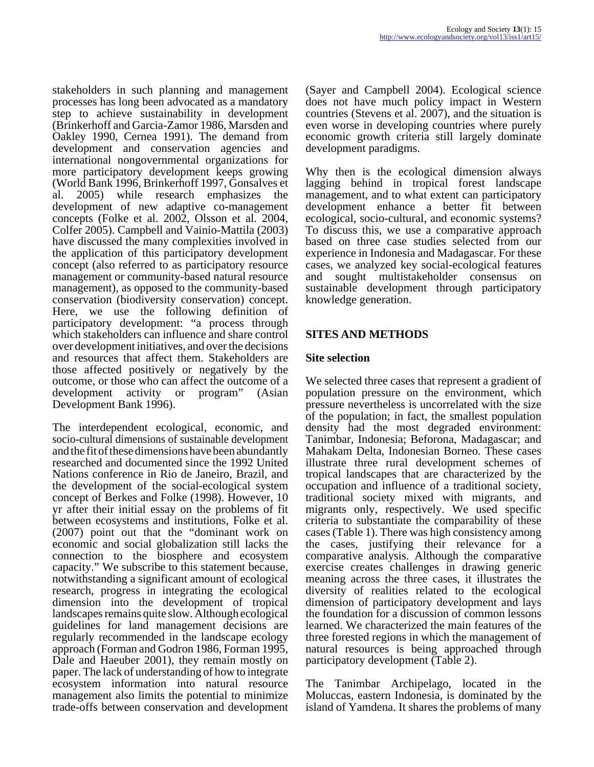stakeholders in such planning and management processes has long been advocated as a mandatory step to achieve sustainability in development (Brinkerhoff and Garcia-Zamor 1986, Marsden and Oakley 1990, Cernea 1991). The demand from development and conservation agencies and international nongovernmental organizations for more participatory development keeps growing (World Bank 1996, Brinkerhoff 1997, Gonsalves et al. 2005) while research emphasizes the development of new adaptive co-management concepts (Folke et al. 2002, Olsson et al. 2004, Colfer 2005). Campbell and Vainio-Mattila (2003) have discussed the many complexities involved in the application of this participatory development concept (also referred to as participatory resource management or community-based natural resource management), as opposed to the community-based conservation (biodiversity conservation) concept. Here, we use the following definition of participatory development: "a process through which stakeholders can influence and share control over development initiatives, and over the decisions and resources that affect them. Stakeholders are those affected positively or negatively by the outcome, or those who can affect the outcome of a development activity or program" (Asian Development Bank 1996).

The interdependent ecological, economic, and socio-cultural dimensions of sustainable development and the fit of these dimensions have been abundantly researched and documented since the 1992 United Nations conference in Rio de Janeiro, Brazil, and the development of the social-ecological system concept of Berkes and Folke (1998). However, 10 yr after their initial essay on the problems of fit between ecosystems and institutions, Folke et al. (2007) point out that the "dominant work on economic and social globalization still lacks the connection to the biosphere and ecosystem capacity." We subscribe to this statement because, notwithstanding a significant amount of ecological research, progress in integrating the ecological dimension into the development of tropical landscapes remains quite slow. Although ecological guidelines for land management decisions are regularly recommended in the landscape ecology approach (Forman and Godron 1986, Forman 1995, Dale and Haeuber 2001), they remain mostly on paper. The lack of understanding of how to integrate ecosystem information into natural resource management also limits the potential to minimize trade-offs between conservation and development (Sayer and Campbell 2004). Ecological science does not have much policy impact in Western countries (Stevens et al. 2007), and the situation is even worse in developing countries where purely economic growth criteria still largely dominate development paradigms.

Why then is the ecological dimension always lagging behind in tropical forest landscape management, and to what extent can participatory development enhance a better fit between ecological, socio-cultural, and economic systems? To discuss this, we use a comparative approach based on three case studies selected from our experience in Indonesia and Madagascar. For these cases, we analyzed key social-ecological features and sought multistakeholder consensus on sustainable development through participatory knowledge generation.

## SITES AND METHODS

### Site selection

We selected three cases that represent a gradient of population pressure on the environment, which pressure nevertheless is uncorrelated with the size of the population; in fact, the smallest population density had the most degraded environment: Tanimbar, Indonesia; Beforona, Madagascar; and Mahakam Delta, Indonesian Borneo. These cases illustrate three rural development schemes of tropical landscapes that are characterized by the occupation and influence of a traditional society, traditional society mixed with migrants, and migrants only, respectively. We used specific criteria to substantiate the comparability of these cases (Table 1). There was high consistency among the cases, justifying their relevance for a comparative analysis. Although the comparative exercise creates challenges in drawing generic meaning across the three cases, it illustrates the diversity of realities related to the ecological dimension of participatory development and lays the foundation for a discussion of common lessons learned. We characterized the main features of the three forested regions in which the management of natural resources is being approached through participatory development (Table 2).

The Tanimbar Archipelago, located in the Moluccas, eastern Indonesia, is dominated by the island of Yamdena. It shares the problems of many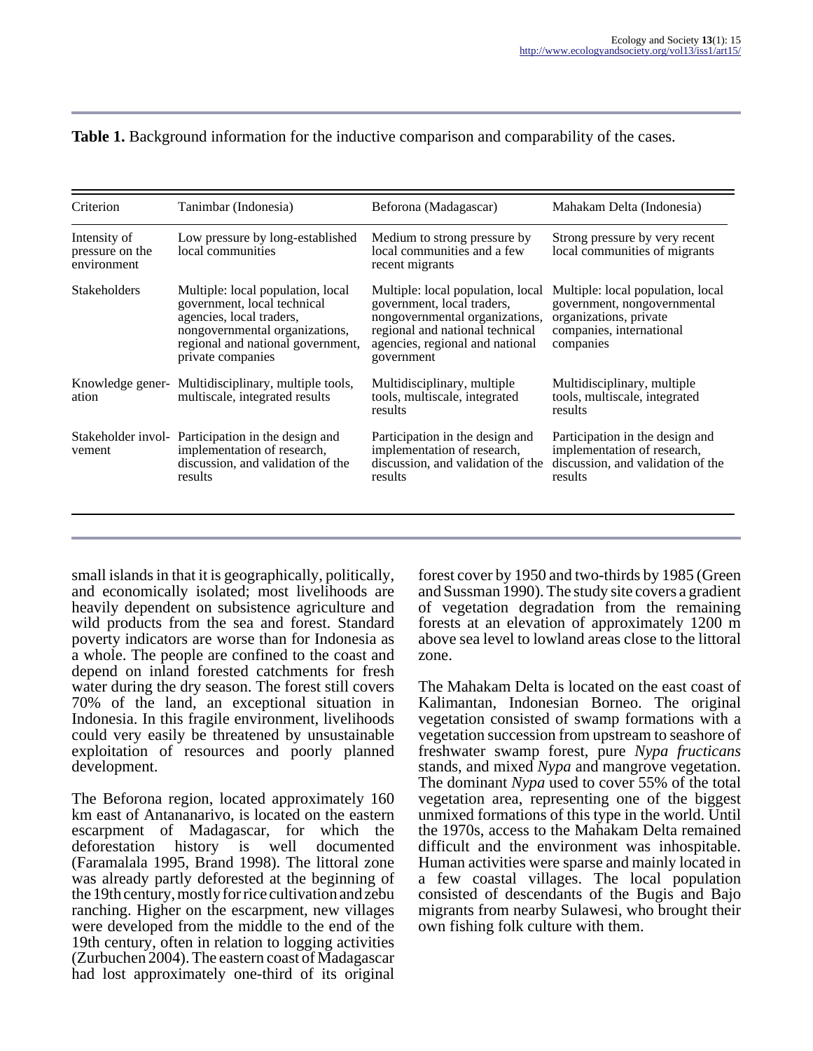**Table 1.** Background information for the inductive comparison and comparability of the cases.

| Criterion | Tanimbar (Indonesia) | Beforona (Madagascar) | Mahakam Delta (Indonesia) |
|---|---|---|---|
| Intensity of pressure on the environment | Low pressure by long-established local communities | Medium to strong pressure by local communities and a few recent migrants | Strong pressure by very recent local communities of migrants |
| Stakeholders | Multiple: local population, local government, local technical agencies, local traders, nongovernmental organizations, regional and national government, private companies | Multiple: local population, local government, local traders, nongovernmental organizations, regional and national technical agencies, regional and national government | Multiple: local population, local government, nongovernmental organizations, private companies, international companies |
| Knowledge generation | Multidisciplinary, multiple tools, multiscale, integrated results | Multidisciplinary, multiple tools, multiscale, integrated results | Multidisciplinary, multiple tools, multiscale, integrated results |
| Stakeholder involvement | Participation in the design and implementation of research, discussion, and validation of the results | Participation in the design and implementation of research, discussion, and validation of the results | Participation in the design and implementation of research, discussion, and validation of the results |

small islands in that it is geographically, politically, and economically isolated; most livelihoods are heavily dependent on subsistence agriculture and wild products from the sea and forest. Standard poverty indicators are worse than for Indonesia as a whole. The people are confined to the coast and depend on inland forested catchments for fresh water during the dry season. The forest still covers 70% of the land, an exceptional situation in Indonesia. In this fragile environment, livelihoods could very easily be threatened by unsustainable exploitation of resources and poorly planned development.

The Beforona region, located approximately 160 km east of Antananarivo, is located on the eastern escarpment of Madagascar, for which the deforestation history is well documented (Faramalala 1995, Brand 1998). The littoral zone was already partly deforested at the beginning of the 19th century, mostly for rice cultivation and zebu ranching. Higher on the escarpment, new villages were developed from the middle to the end of the 19th century, often in relation to logging activities (Zurbuchen 2004). The eastern coast of Madagascar had lost approximately one-third of its original forest cover by 1950 and two-thirds by 1985 (Green and Sussman 1990). The study site covers a gradient of vegetation degradation from the remaining forests at an elevation of approximately 1200 m above sea level to lowland areas close to the littoral zone.

The Mahakam Delta is located on the east coast of Kalimantan, Indonesian Borneo. The original vegetation consisted of swamp formations with a vegetation succession from upstream to seashore of freshwater swamp forest, pure *Nypa fructicans* stands, and mixed *Nypa* and mangrove vegetation. The dominant *Nypa* used to cover 55% of the total vegetation area, representing one of the biggest unmixed formations of this type in the world. Until the 1970s, access to the Mahakam Delta remained difficult and the environment was inhospitable. Human activities were sparse and mainly located in a few coastal villages. The local population consisted of descendants of the Bugis and Bajo migrants from nearby Sulawesi, who brought their own fishing folk culture with them.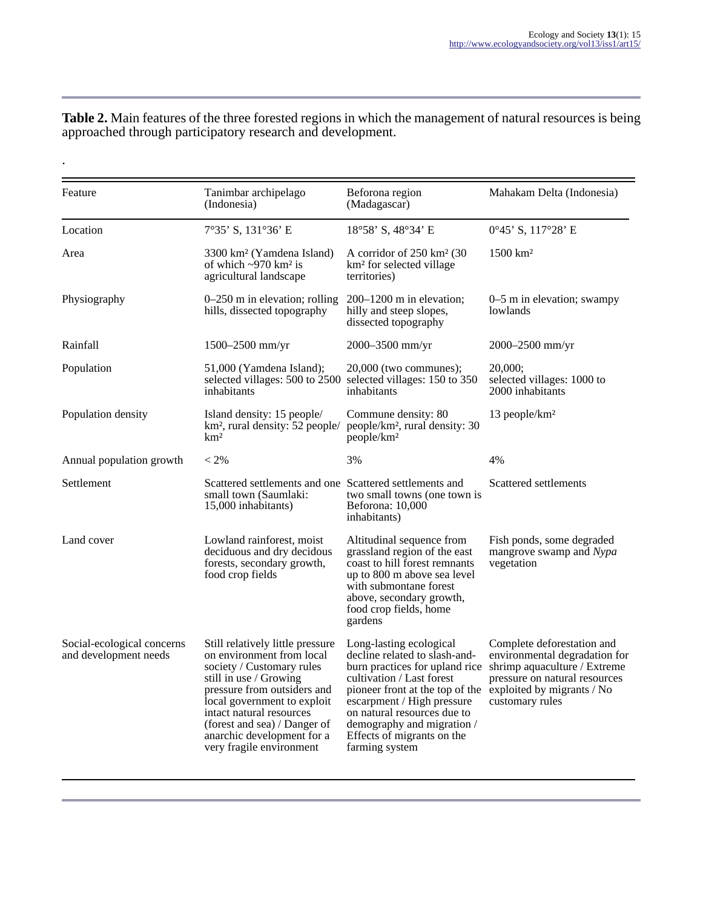**Table 2.** Main features of the three forested regions in which the management of natural resources is being approached through participatory research and development.

.

| Feature | Tanimbar archipelago (Indonesia) | Beforona region (Madagascar) | Mahakam Delta (Indonesia) |
|---|---|---|---|
| Location | 7°35' S, 131°36' E | 18°58' S, 48°34' E | 0°45' S, 117°28' E |
| Area | 3300 km² (Yamdena Island) of which ~970 km² is agricultural landscape | A corridor of 250 km² (30 km² for selected village territories) | 1500 km² |
| Physiography | 0–250 m in elevation; rolling hills, dissected topography | 200–1200 m in elevation; hilly and steep slopes, dissected topography | 0–5 m in elevation; swampy lowlands |
| Rainfall | 1500–2500 mm/yr | 2000–3500 mm/yr | 2000–2500 mm/yr |
| Population | 51,000 (Yamdena Island); selected villages: 500 to 2500 inhabitants | 20,000 (two communes); selected villages: 150 to 350 inhabitants | 20,000; selected villages: 1000 to 2000 inhabitants |
| Population density | Island density: 15 people/km², rural density: 52 people/km² | Commune density: 80 people/km², rural density: 30 people/km² | 13 people/km² |
| Annual population growth | < 2% | 3% | 4% |
| Settlement | Scattered settlements and one small town (Saumlaki: 15,000 inhabitants) | Scattered settlements and two small towns (one town is Beforona: 10,000 inhabitants) | Scattered settlements |
| Land cover | Lowland rainforest, moist deciduous and dry decidous forests, secondary growth, food crop fields | Altitudinal sequence from grassland region of the east coast to hill forest remnants up to 800 m above sea level with submontane forest above, secondary growth, food crop fields, home gardens | Fish ponds, some degraded mangrove swamp and *Nypa* vegetation |
| Social-ecological concerns and development needs | Still relatively little pressure on environment from local society / Customary rules still in use / Growing pressure from outsiders and local government to exploit intact natural resources (forest and sea) / Danger of anarchic development for a very fragile environment | Long-lasting ecological decline related to slash-and-burn practices for upland rice cultivation / Last forest pioneer front at the top of the escarpment / High pressure on natural resources due to demography and migration / Effects of migrants on the farming system | Complete deforestation and environmental degradation for shrimp aquaculture / Extreme pressure on natural resources exploited by migrants / No customary rules |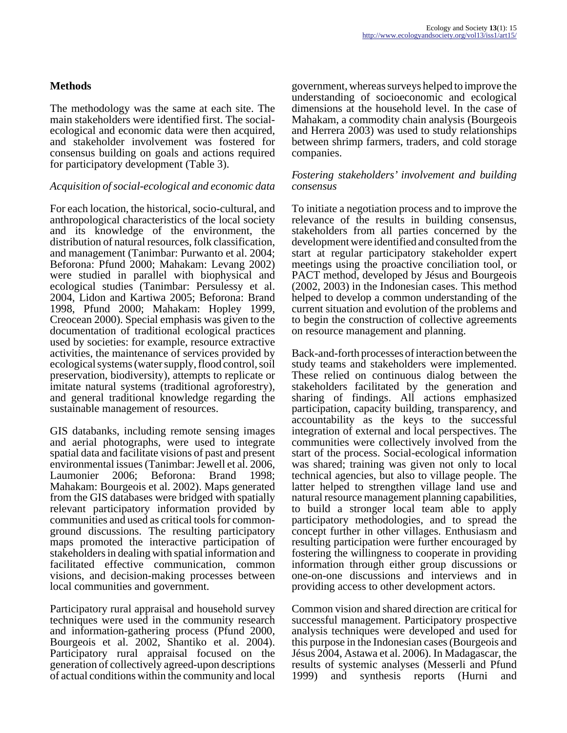## Methods

The methodology was the same at each site. The main stakeholders were identified first. The social-ecological and economic data were then acquired, and stakeholder involvement was fostered for consensus building on goals and actions required for participatory development (Table 3).

*Acquisition of social-ecological and economic data*

For each location, the historical, socio-cultural, and anthropological characteristics of the local society and its knowledge of the environment, the distribution of natural resources, folk classification, and management (Tanimbar: Purwanto et al. 2004; Beforona: Pfund 2000; Mahakam: Levang 2002) were studied in parallel with biophysical and ecological studies (Tanimbar: Persulessy et al. 2004, Lidon and Kartiwa 2005; Beforona: Brand 1998, Pfund 2000; Mahakam: Hopley 1999, Creocean 2000). Special emphasis was given to the documentation of traditional ecological practices used by societies: for example, resource extractive activities, the maintenance of services provided by ecological systems (water supply, flood control, soil preservation, biodiversity), attempts to replicate or imitate natural systems (traditional agroforestry), and general traditional knowledge regarding the sustainable management of resources.

GIS databanks, including remote sensing images and aerial photographs, were used to integrate spatial data and facilitate visions of past and present environmental issues (Tanimbar: Jewell et al. 2006, Laumonier 2006; Beforona: Brand 1998; Mahakam: Bourgeois et al. 2002). Maps generated from the GIS databases were bridged with spatially relevant participatory information provided by communities and used as critical tools for common-ground discussions. The resulting participatory maps promoted the interactive participation of stakeholders in dealing with spatial information and facilitated effective communication, common visions, and decision-making processes between local communities and government.

Participatory rural appraisal and household survey techniques were used in the community research and information-gathering process (Pfund 2000, Bourgeois et al. 2002, Shantiko et al. 2004). Participatory rural appraisal focused on the generation of collectively agreed-upon descriptions of actual conditions within the community and local government, whereas surveys helped to improve the understanding of socioeconomic and ecological dimensions at the household level. In the case of Mahakam, a commodity chain analysis (Bourgeois and Herrera 2003) was used to study relationships between shrimp farmers, traders, and cold storage companies.

*Fostering stakeholders' involvement and building consensus*

To initiate a negotiation process and to improve the relevance of the results in building consensus, stakeholders from all parties concerned by the development were identified and consulted from the start at regular participatory stakeholder expert meetings using the proactive conciliation tool, or PACT method, developed by Jésus and Bourgeois (2002, 2003) in the Indonesian cases. This method helped to develop a common understanding of the current situation and evolution of the problems and to begin the construction of collective agreements on resource management and planning.

Back-and-forth processes of interaction between the study teams and stakeholders were implemented. These relied on continuous dialog between the stakeholders facilitated by the generation and sharing of findings. All actions emphasized participation, capacity building, transparency, and accountability as the keys to the successful integration of external and local perspectives. The communities were collectively involved from the start of the process. Social-ecological information was shared; training was given not only to local technical agencies, but also to village people. The latter helped to strengthen village land use and natural resource management planning capabilities, to build a stronger local team able to apply participatory methodologies, and to spread the concept further in other villages. Enthusiasm and resulting participation were further encouraged by fostering the willingness to cooperate in providing information through either group discussions or one-on-one discussions and interviews and in providing access to other development actors.

Common vision and shared direction are critical for successful management. Participatory prospective analysis techniques were developed and used for this purpose in the Indonesian cases (Bourgeois and Jésus 2004, Astawa et al. 2006). In Madagascar, the results of systemic analyses (Messerli and Pfund 1999) and synthesis reports (Hurni and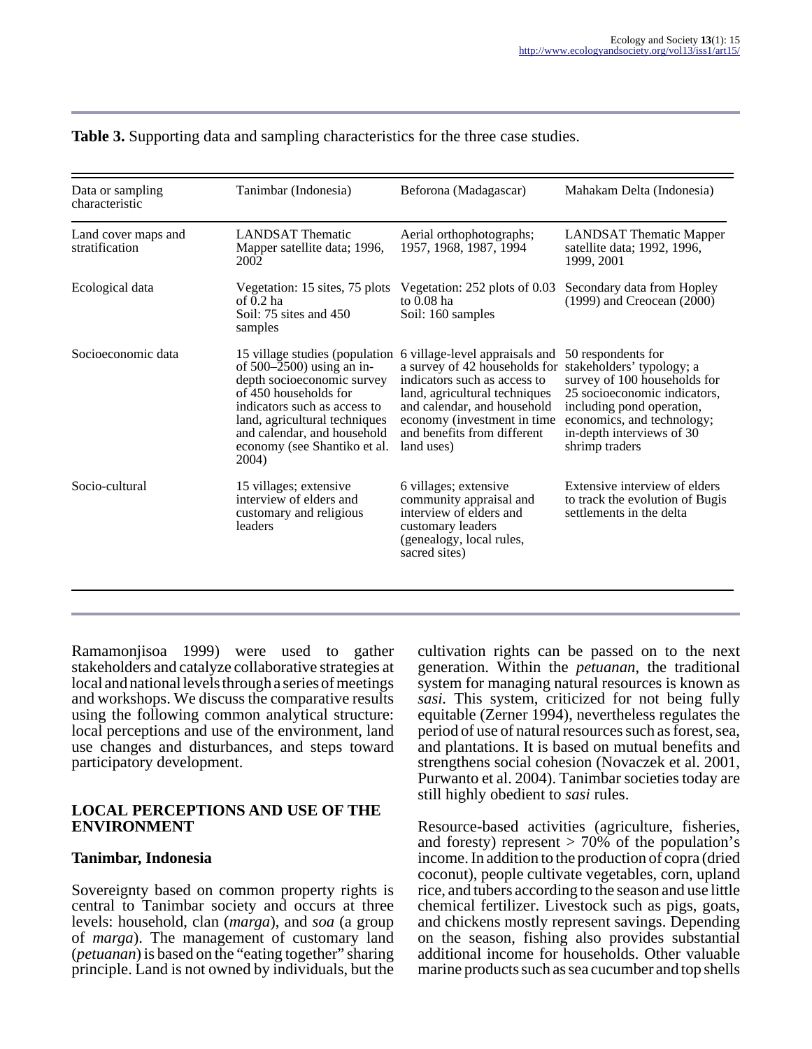**Table 3.** Supporting data and sampling characteristics for the three case studies.

| Data or sampling characteristic | Tanimbar (Indonesia) | Beforona (Madagascar) | Mahakam Delta (Indonesia) |
|---|---|---|---|
| Land cover maps and stratification | LANDSAT Thematic Mapper satellite data; 1996, 2002 | Aerial orthophotographs; 1957, 1968, 1987, 1994 | LANDSAT Thematic Mapper satellite data; 1992, 1996, 1999, 2001 |
| Ecological data | Vegetation: 15 sites, 75 plots of 0.2 ha<br>Soil: 75 sites and 450 samples | Vegetation: 252 plots of 0.03 to 0.08 ha<br>Soil: 160 samples | Secondary data from Hopley (1999) and Creocean (2000) |
| Socioeconomic data | 15 village studies (population of 500–2500) using an in-depth socioeconomic survey of 450 households for indicators such as access to land, agricultural techniques and calendar, and household economy (see Shantiko et al. 2004) | 6 village-level appraisals and a survey of 42 households for indicators such as access to land, agricultural techniques and calendar, and household economy (investment in time and benefits from different land uses) | 50 respondents for stakeholders' typology; a survey of 100 households for 25 socioeconomic indicators, including pond operation, economics, and technology; in-depth interviews of 30 shrimp traders |
| Socio-cultural | 15 villages; extensive interview of elders and customary and religious leaders | 6 villages; extensive community appraisal and interview of elders and customary leaders (genealogy, local rules, sacred sites) | Extensive interview of elders to track the evolution of Bugis settlements in the delta |

Ramamonjisoa 1999) were used to gather stakeholders and catalyze collaborative strategies at local and national levels through a series of meetings and workshops. We discuss the comparative results using the following common analytical structure: local perceptions and use of the environment, land use changes and disturbances, and steps toward participatory development.

## LOCAL PERCEPTIONS AND USE OF THE ENVIRONMENT

### Tanimbar, Indonesia

Sovereignty based on common property rights is central to Tanimbar society and occurs at three levels: household, clan (*marga*), and *soa* (a group of *marga*). The management of customary land (*petuanan*) is based on the "eating together" sharing principle. Land is not owned by individuals, but the cultivation rights can be passed on to the next generation. Within the *petuanan*, the traditional system for managing natural resources is known as *sasi*. This system, criticized for not being fully equitable (Zerner 1994), nevertheless regulates the period of use of natural resources such as forest, sea, and plantations. It is based on mutual benefits and strengthens social cohesion (Novaczek et al. 2001, Purwanto et al. 2004). Tanimbar societies today are still highly obedient to *sasi* rules.

Resource-based activities (agriculture, fisheries, and foresty) represent > 70% of the population's income. In addition to the production of copra (dried coconut), people cultivate vegetables, corn, upland rice, and tubers according to the season and use little chemical fertilizer. Livestock such as pigs, goats, and chickens mostly represent savings. Depending on the season, fishing also provides substantial additional income for households. Other valuable marine products such as sea cucumber and top shells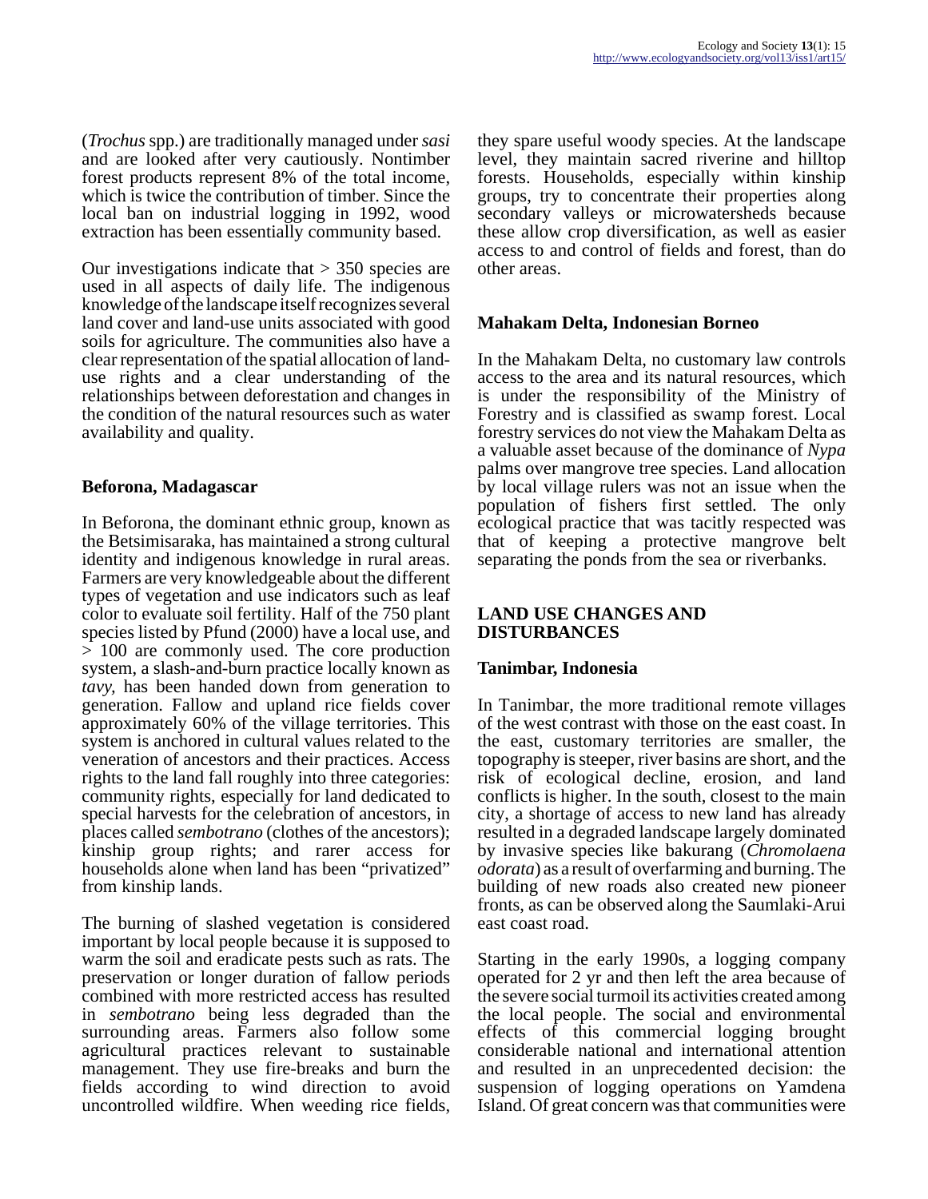(*Trochus* spp.) are traditionally managed under *sasi* and are looked after very cautiously. Nontimber forest products represent 8% of the total income, which is twice the contribution of timber. Since the local ban on industrial logging in 1992, wood extraction has been essentially community based.

Our investigations indicate that > 350 species are used in all aspects of daily life. The indigenous knowledge of the landscape itself recognizes several land cover and land-use units associated with good soils for agriculture. The communities also have a clear representation of the spatial allocation of land-use rights and a clear understanding of the relationships between deforestation and changes in the condition of the natural resources such as water availability and quality.

### Beforona, Madagascar

In Beforona, the dominant ethnic group, known as the Betsimisaraka, has maintained a strong cultural identity and indigenous knowledge in rural areas. Farmers are very knowledgeable about the different types of vegetation and use indicators such as leaf color to evaluate soil fertility. Half of the 750 plant species listed by Pfund (2000) have a local use, and > 100 are commonly used. The core production system, a slash-and-burn practice locally known as *tavy*, has been handed down from generation to generation. Fallow and upland rice fields cover approximately 60% of the village territories. This system is anchored in cultural values related to the veneration of ancestors and their practices. Access rights to the land fall roughly into three categories: community rights, especially for land dedicated to special harvests for the celebration of ancestors, in places called *sembotrano* (clothes of the ancestors); kinship group rights; and rarer access for households alone when land has been "privatized" from kinship lands.

The burning of slashed vegetation is considered important by local people because it is supposed to warm the soil and eradicate pests such as rats. The preservation or longer duration of fallow periods combined with more restricted access has resulted in *sembotrano* being less degraded than the surrounding areas. Farmers also follow some agricultural practices relevant to sustainable management. They use fire-breaks and burn the fields according to wind direction to avoid uncontrolled wildfire. When weeding rice fields, they spare useful woody species. At the landscape level, they maintain sacred riverine and hilltop forests. Households, especially within kinship groups, try to concentrate their properties along secondary valleys or microwatersheds because these allow crop diversification, as well as easier access to and control of fields and forest, than do other areas.

### Mahakam Delta, Indonesian Borneo

In the Mahakam Delta, no customary law controls access to the area and its natural resources, which is under the responsibility of the Ministry of Forestry and is classified as swamp forest. Local forestry services do not view the Mahakam Delta as a valuable asset because of the dominance of *Nypa* palms over mangrove tree species. Land allocation by local village rulers was not an issue when the population of fishers first settled. The only ecological practice that was tacitly respected was that of keeping a protective mangrove belt separating the ponds from the sea or riverbanks.

## LAND USE CHANGES AND DISTURBANCES

### Tanimbar, Indonesia

In Tanimbar, the more traditional remote villages of the west contrast with those on the east coast. In the east, customary territories are smaller, the topography is steeper, river basins are short, and the risk of ecological decline, erosion, and land conflicts is higher. In the south, closest to the main city, a shortage of access to new land has already resulted in a degraded landscape largely dominated by invasive species like bakurang (*Chromolaena odorata*) as a result of overfarming and burning. The building of new roads also created new pioneer fronts, as can be observed along the Saumlaki-Arui east coast road.

Starting in the early 1990s, a logging company operated for 2 yr and then left the area because of the severe social turmoil its activities created among the local people. The social and environmental effects of this commercial logging brought considerable national and international attention and resulted in an unprecedented decision: the suspension of logging operations on Yamdena Island. Of great concern was that communities were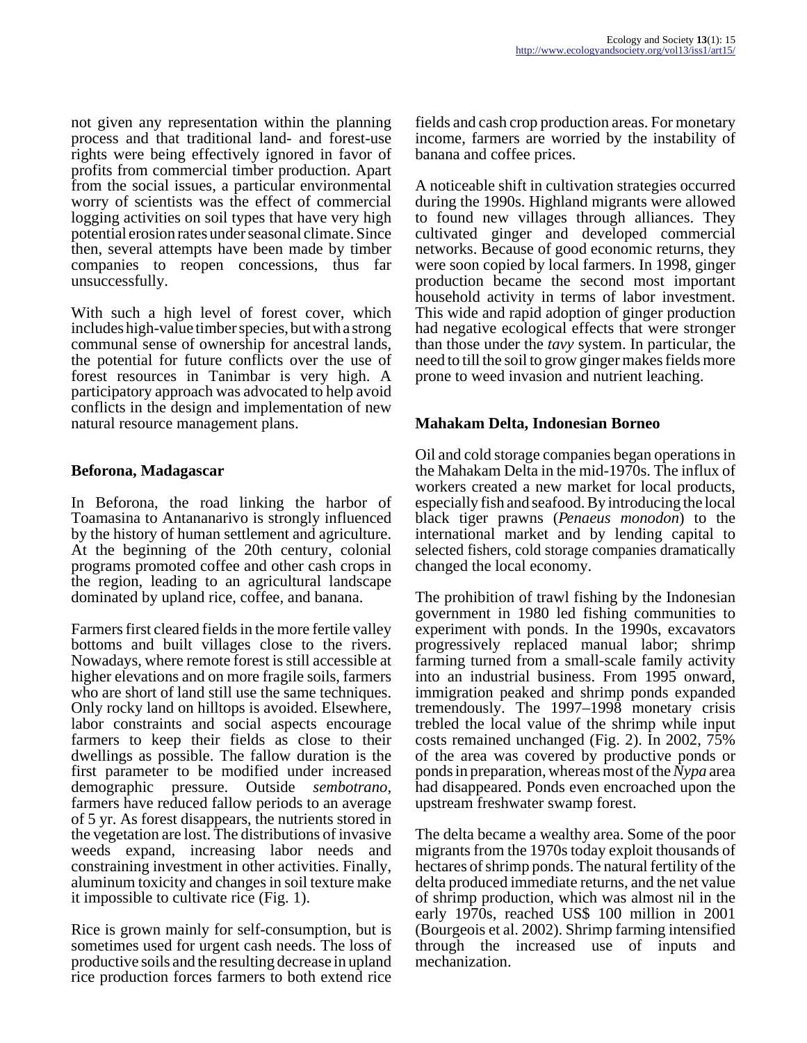not given any representation within the planning process and that traditional land- and forest-use rights were being effectively ignored in favor of profits from commercial timber production. Apart from the social issues, a particular environmental worry of scientists was the effect of commercial logging activities on soil types that have very high potential erosion rates under seasonal climate. Since then, several attempts have been made by timber companies to reopen concessions, thus far unsuccessfully.

With such a high level of forest cover, which includes high-value timber species, but with a strong communal sense of ownership for ancestral lands, the potential for future conflicts over the use of forest resources in Tanimbar is very high. A participatory approach was advocated to help avoid conflicts in the design and implementation of new natural resource management plans.

### Beforona, Madagascar

In Beforona, the road linking the harbor of Toamasina to Antananarivo is strongly influenced by the history of human settlement and agriculture. At the beginning of the 20th century, colonial programs promoted coffee and other cash crops in the region, leading to an agricultural landscape dominated by upland rice, coffee, and banana.

Farmers first cleared fields in the more fertile valley bottoms and built villages close to the rivers. Nowadays, where remote forest is still accessible at higher elevations and on more fragile soils, farmers who are short of land still use the same techniques. Only rocky land on hilltops is avoided. Elsewhere, labor constraints and social aspects encourage farmers to keep their fields as close to their dwellings as possible. The fallow duration is the first parameter to be modified under increased demographic pressure. Outside *sembotrano*, farmers have reduced fallow periods to an average of 5 yr. As forest disappears, the nutrients stored in the vegetation are lost. The distributions of invasive weeds expand, increasing labor needs and constraining investment in other activities. Finally, aluminum toxicity and changes in soil texture make it impossible to cultivate rice (Fig. 1).

Rice is grown mainly for self-consumption, but is sometimes used for urgent cash needs. The loss of productive soils and the resulting decrease in upland rice production forces farmers to both extend rice fields and cash crop production areas. For monetary income, farmers are worried by the instability of banana and coffee prices.

A noticeable shift in cultivation strategies occurred during the 1990s. Highland migrants were allowed to found new villages through alliances. They cultivated ginger and developed commercial networks. Because of good economic returns, they were soon copied by local farmers. In 1998, ginger production became the second most important household activity in terms of labor investment. This wide and rapid adoption of ginger production had negative ecological effects that were stronger than those under the *tavy* system. In particular, the need to till the soil to grow ginger makes fields more prone to weed invasion and nutrient leaching.

### Mahakam Delta, Indonesian Borneo

Oil and cold storage companies began operations in the Mahakam Delta in the mid-1970s. The influx of workers created a new market for local products, especially fish and seafood. By introducing the local black tiger prawns (*Penaeus monodon*) to the international market and by lending capital to selected fishers, cold storage companies dramatically changed the local economy.

The prohibition of trawl fishing by the Indonesian government in 1980 led fishing communities to experiment with ponds. In the 1990s, excavators progressively replaced manual labor; shrimp farming turned from a small-scale family activity into an industrial business. From 1995 onward, immigration peaked and shrimp ponds expanded tremendously. The 1997–1998 monetary crisis trebled the local value of the shrimp while input costs remained unchanged (Fig. 2). In 2002, 75% of the area was covered by productive ponds or ponds in preparation, whereas most of the *Nypa* area had disappeared. Ponds even encroached upon the upstream freshwater swamp forest.

The delta became a wealthy area. Some of the poor migrants from the 1970s today exploit thousands of hectares of shrimp ponds. The natural fertility of the delta produced immediate returns, and the net value of shrimp production, which was almost nil in the early 1970s, reached US$ 100 million in 2001 (Bourgeois et al. 2002). Shrimp farming intensified through the increased use of inputs and mechanization.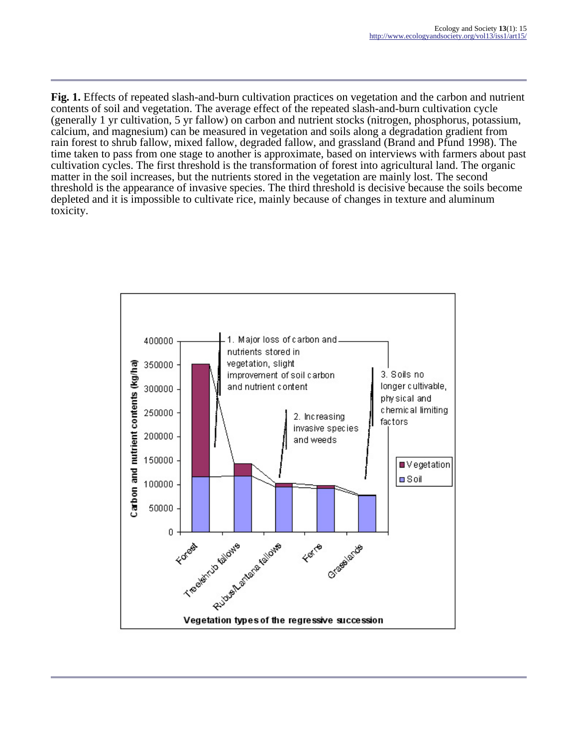**Fig. 1.** Effects of repeated slash-and-burn cultivation practices on vegetation and the carbon and nutrient contents of soil and vegetation. The average effect of the repeated slash-and-burn cultivation cycle (generally 1 yr cultivation, 5 yr fallow) on carbon and nutrient stocks (nitrogen, phosphorus, potassium, calcium, and magnesium) can be measured in vegetation and soils along a degradation gradient from rain forest to shrub fallow, mixed fallow, degraded fallow, and grassland (Brand and Pfund 1998). The time taken to pass from one stage to another is approximate, based on interviews with farmers about past cultivation cycles. The first threshold is the transformation of forest into agricultural land. The organic matter in the soil increases, but the nutrients stored in the vegetation are mainly lost. The second threshold is the appearance of invasive species. The third threshold is decisive because the soils become depleted and it is impossible to cultivate rice, mainly because of changes in texture and aluminum toxicity.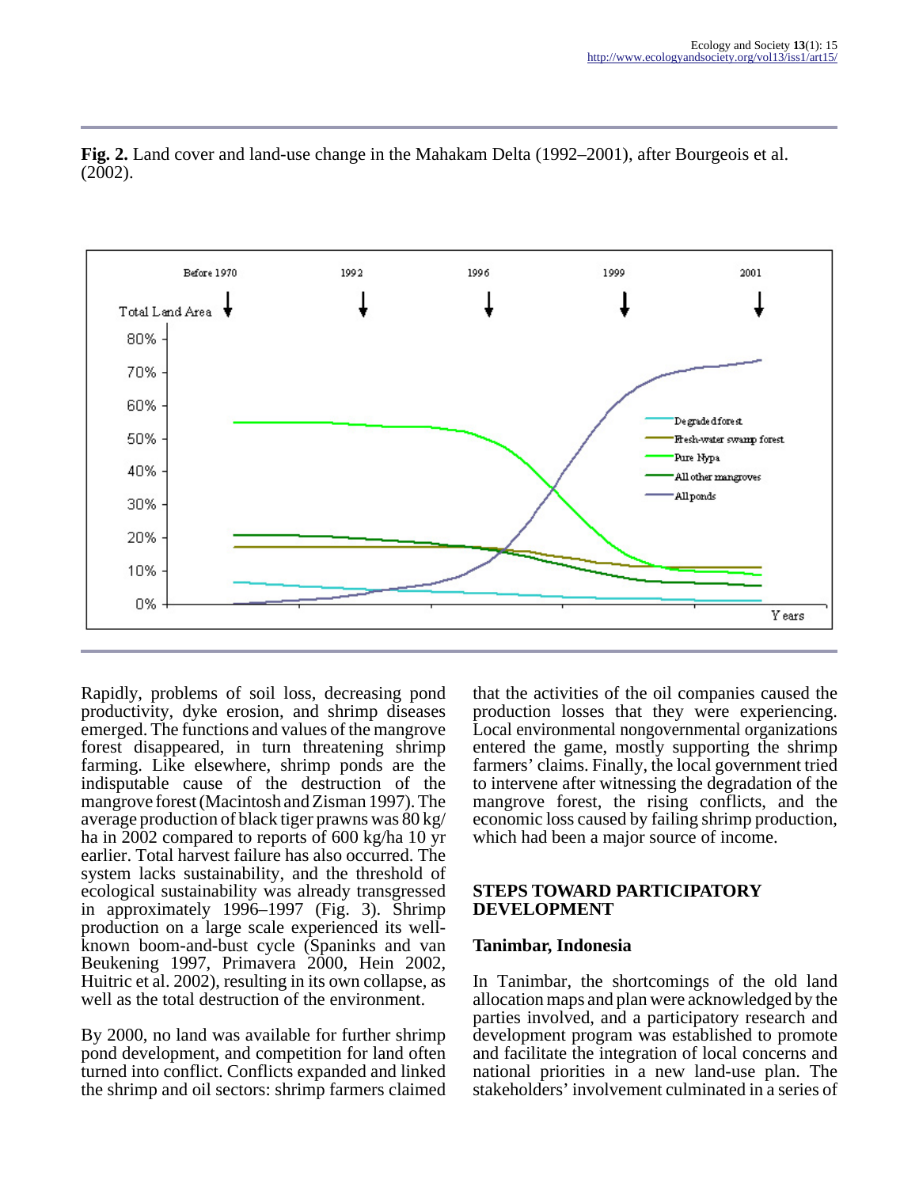**Fig. 2.** Land cover and land-use change in the Mahakam Delta (1992–2001), after Bourgeois et al. (2002).

Rapidly, problems of soil loss, decreasing pond productivity, dyke erosion, and shrimp diseases emerged. The functions and values of the mangrove forest disappeared, in turn threatening shrimp farming. Like elsewhere, shrimp ponds are the indisputable cause of the destruction of the mangrove forest (Macintosh and Zisman 1997). The average production of black tiger prawns was 80 kg/ha in 2002 compared to reports of 600 kg/ha 10 yr earlier. Total harvest failure has also occurred. The system lacks sustainability, and the threshold of ecological sustainability was already transgressed in approximately 1996–1997 (Fig. 3). Shrimp production on a large scale experienced its well-known boom-and-bust cycle (Spaninks and van Beukening 1997, Primavera 2000, Hein 2002, Huitric et al. 2002), resulting in its own collapse, as well as the total destruction of the environment.

By 2000, no land was available for further shrimp pond development, and competition for land often turned into conflict. Conflicts expanded and linked the shrimp and oil sectors: shrimp farmers claimed that the activities of the oil companies caused the production losses that they were experiencing. Local environmental nongovernmental organizations entered the game, mostly supporting the shrimp farmers' claims. Finally, the local government tried to intervene after witnessing the degradation of the mangrove forest, the rising conflicts, and the economic loss caused by failing shrimp production, which had been a major source of income.

## STEPS TOWARD PARTICIPATORY DEVELOPMENT

### Tanimbar, Indonesia

In Tanimbar, the shortcomings of the old land allocation maps and plan were acknowledged by the parties involved, and a participatory research and development program was established to promote and facilitate the integration of local concerns and national priorities in a new land-use plan. The stakeholders' involvement culminated in a series of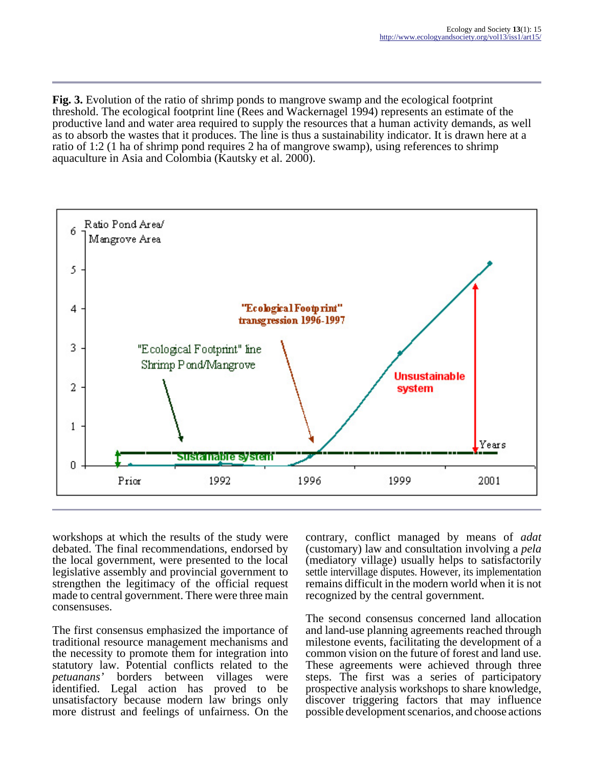**Fig. 3.** Evolution of the ratio of shrimp ponds to mangrove swamp and the ecological footprint threshold. The ecological footprint line (Rees and Wackernagel 1994) represents an estimate of the productive land and water area required to supply the resources that a human activity demands, as well as to absorb the wastes that it produces. The line is thus a sustainability indicator. It is drawn here at a ratio of 1:2 (1 ha of shrimp pond requires 2 ha of mangrove swamp), using references to shrimp aquaculture in Asia and Colombia (Kautsky et al. 2000).

workshops at which the results of the study were debated. The final recommendations, endorsed by the local government, were presented to the local legislative assembly and provincial government to strengthen the legitimacy of the official request made to central government. There were three main consensuses.

The first consensus emphasized the importance of traditional resource management mechanisms and the necessity to promote them for integration into statutory law. Potential conflicts related to the *petuanans'* borders between villages were identified. Legal action has proved to be unsatisfactory because modern law brings only more distrust and feelings of unfairness. On the contrary, conflict managed by means of *adat* (customary) law and consultation involving a *pela* (mediatory village) usually helps to satisfactorily settle intervillage disputes. However, its implementation remains difficult in the modern world when it is not recognized by the central government.

The second consensus concerned land allocation and land-use planning agreements reached through milestone events, facilitating the development of a common vision on the future of forest and land use. These agreements were achieved through three steps. The first was a series of participatory prospective analysis workshops to share knowledge, discover triggering factors that may influence possible development scenarios, and choose actions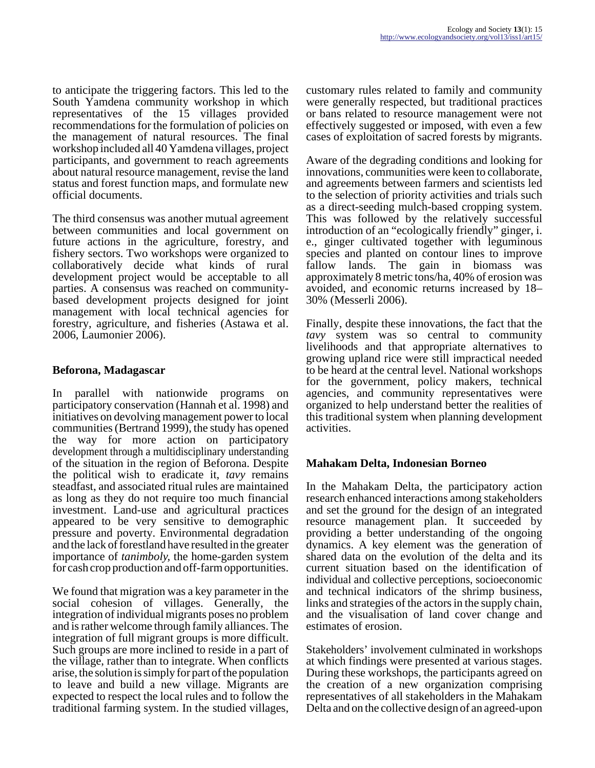to anticipate the triggering factors. This led to the South Yamdena community workshop in which representatives of the 15 villages provided recommendations for the formulation of policies on the management of natural resources. The final workshop included all 40 Yamdena villages, project participants, and government to reach agreements about natural resource management, revise the land status and forest function maps, and formulate new official documents.

The third consensus was another mutual agreement between communities and local government on future actions in the agriculture, forestry, and fishery sectors. Two workshops were organized to collaboratively decide what kinds of rural development project would be acceptable to all parties. A consensus was reached on community-based development projects designed for joint management with local technical agencies for forestry, agriculture, and fisheries (Astawa et al. 2006, Laumonier 2006).

### Beforona, Madagascar

In parallel with nationwide programs on participatory conservation (Hannah et al. 1998) and initiatives on devolving management power to local communities (Bertrand 1999), the study has opened the way for more action on participatory development through a multidisciplinary understanding of the situation in the region of Beforona. Despite the political wish to eradicate it, *tavy* remains steadfast, and associated ritual rules are maintained as long as they do not require too much financial investment. Land-use and agricultural practices appeared to be very sensitive to demographic pressure and poverty. Environmental degradation and the lack of forestland have resulted in the greater importance of *tanimboly*, the home-garden system for cash crop production and off-farm opportunities.

We found that migration was a key parameter in the social cohesion of villages. Generally, the integration of individual migrants poses no problem and is rather welcome through family alliances. The integration of full migrant groups is more difficult. Such groups are more inclined to reside in a part of the village, rather than to integrate. When conflicts arise, the solution is simply for part of the population to leave and build a new village. Migrants are expected to respect the local rules and to follow the traditional farming system. In the studied villages, customary rules related to family and community were generally respected, but traditional practices or bans related to resource management were not effectively suggested or imposed, with even a few cases of exploitation of sacred forests by migrants.

Aware of the degrading conditions and looking for innovations, communities were keen to collaborate, and agreements between farmers and scientists led to the selection of priority activities and trials such as a direct-seeding mulch-based cropping system. This was followed by the relatively successful introduction of an "ecologically friendly" ginger, i. e., ginger cultivated together with leguminous species and planted on contour lines to improve fallow lands. The gain in biomass was approximately 8 metric tons/ha, 40% of erosion was avoided, and economic returns increased by 18–30% (Messerli 2006).

Finally, despite these innovations, the fact that the *tavy* system was so central to community livelihoods and that appropriate alternatives to growing upland rice were still impractical needed to be heard at the central level. National workshops for the government, policy makers, technical agencies, and community representatives were organized to help understand better the realities of this traditional system when planning development activities.

### Mahakam Delta, Indonesian Borneo

In the Mahakam Delta, the participatory action research enhanced interactions among stakeholders and set the ground for the design of an integrated resource management plan. It succeeded by providing a better understanding of the ongoing dynamics. A key element was the generation of shared data on the evolution of the delta and its current situation based on the identification of individual and collective perceptions, socioeconomic and technical indicators of the shrimp business, links and strategies of the actors in the supply chain, and the visualisation of land cover change and estimates of erosion.

Stakeholders' involvement culminated in workshops at which findings were presented at various stages. During these workshops, the participants agreed on the creation of a new organization comprising representatives of all stakeholders in the Mahakam Delta and on the collective design of an agreed-upon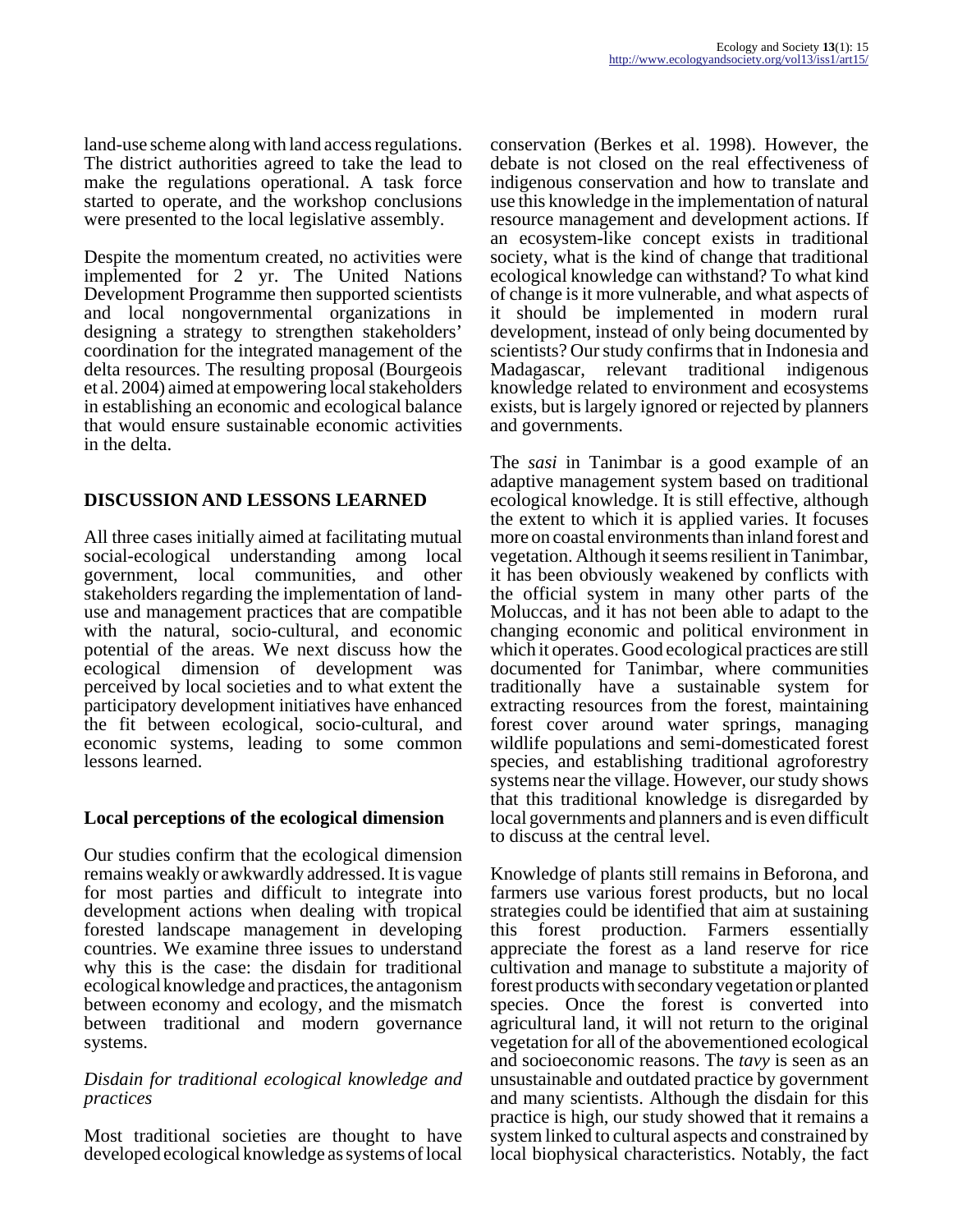land-use scheme along with land access regulations. The district authorities agreed to take the lead to make the regulations operational. A task force started to operate, and the workshop conclusions were presented to the local legislative assembly.

Despite the momentum created, no activities were implemented for 2 yr. The United Nations Development Programme then supported scientists and local nongovernmental organizations in designing a strategy to strengthen stakeholders' coordination for the integrated management of the delta resources. The resulting proposal (Bourgeois et al. 2004) aimed at empowering local stakeholders in establishing an economic and ecological balance that would ensure sustainable economic activities in the delta.

## DISCUSSION AND LESSONS LEARNED

All three cases initially aimed at facilitating mutual social-ecological understanding among local government, local communities, and other stakeholders regarding the implementation of land-use and management practices that are compatible with the natural, socio-cultural, and economic potential of the areas. We next discuss how the ecological dimension of development was perceived by local societies and to what extent the participatory development initiatives have enhanced the fit between ecological, socio-cultural, and economic systems, leading to some common lessons learned.

### Local perceptions of the ecological dimension

Our studies confirm that the ecological dimension remains weakly or awkwardly addressed. It is vague for most parties and difficult to integrate into development actions when dealing with tropical forested landscape management in developing countries. We examine three issues to understand why this is the case: the disdain for traditional ecological knowledge and practices, the antagonism between economy and ecology, and the mismatch between traditional and modern governance systems.

#### *Disdain for traditional ecological knowledge and practices*

Most traditional societies are thought to have developed ecological knowledge as systems of local conservation (Berkes et al. 1998). However, the debate is not closed on the real effectiveness of indigenous conservation and how to translate and use this knowledge in the implementation of natural resource management and development actions. If an ecosystem-like concept exists in traditional society, what is the kind of change that traditional ecological knowledge can withstand? To what kind of change is it more vulnerable, and what aspects of it should be implemented in modern rural development, instead of only being documented by scientists? Our study confirms that in Indonesia and Madagascar, relevant traditional indigenous knowledge related to environment and ecosystems exists, but is largely ignored or rejected by planners and governments.

The *sasi* in Tanimbar is a good example of an adaptive management system based on traditional ecological knowledge. It is still effective, although the extent to which it is applied varies. It focuses more on coastal environments than inland forest and vegetation. Although it seems resilient in Tanimbar, it has been obviously weakened by conflicts with the official system in many other parts of the Moluccas, and it has not been able to adapt to the changing economic and political environment in which it operates. Good ecological practices are still documented for Tanimbar, where communities traditionally have a sustainable system for extracting resources from the forest, maintaining forest cover around water springs, managing wildlife populations and semi-domesticated forest species, and establishing traditional agroforestry systems near the village. However, our study shows that this traditional knowledge is disregarded by local governments and planners and is even difficult to discuss at the central level.

Knowledge of plants still remains in Beforona, and farmers use various forest products, but no local strategies could be identified that aim at sustaining this forest production. Farmers essentially appreciate the forest as a land reserve for rice cultivation and manage to substitute a majority of forest products with secondary vegetation or planted species. Once the forest is converted into agricultural land, it will not return to the original vegetation for all of the abovementioned ecological and socioeconomic reasons. The *tavy* is seen as an unsustainable and outdated practice by government and many scientists. Although the disdain for this practice is high, our study showed that it remains a system linked to cultural aspects and constrained by local biophysical characteristics. Notably, the fact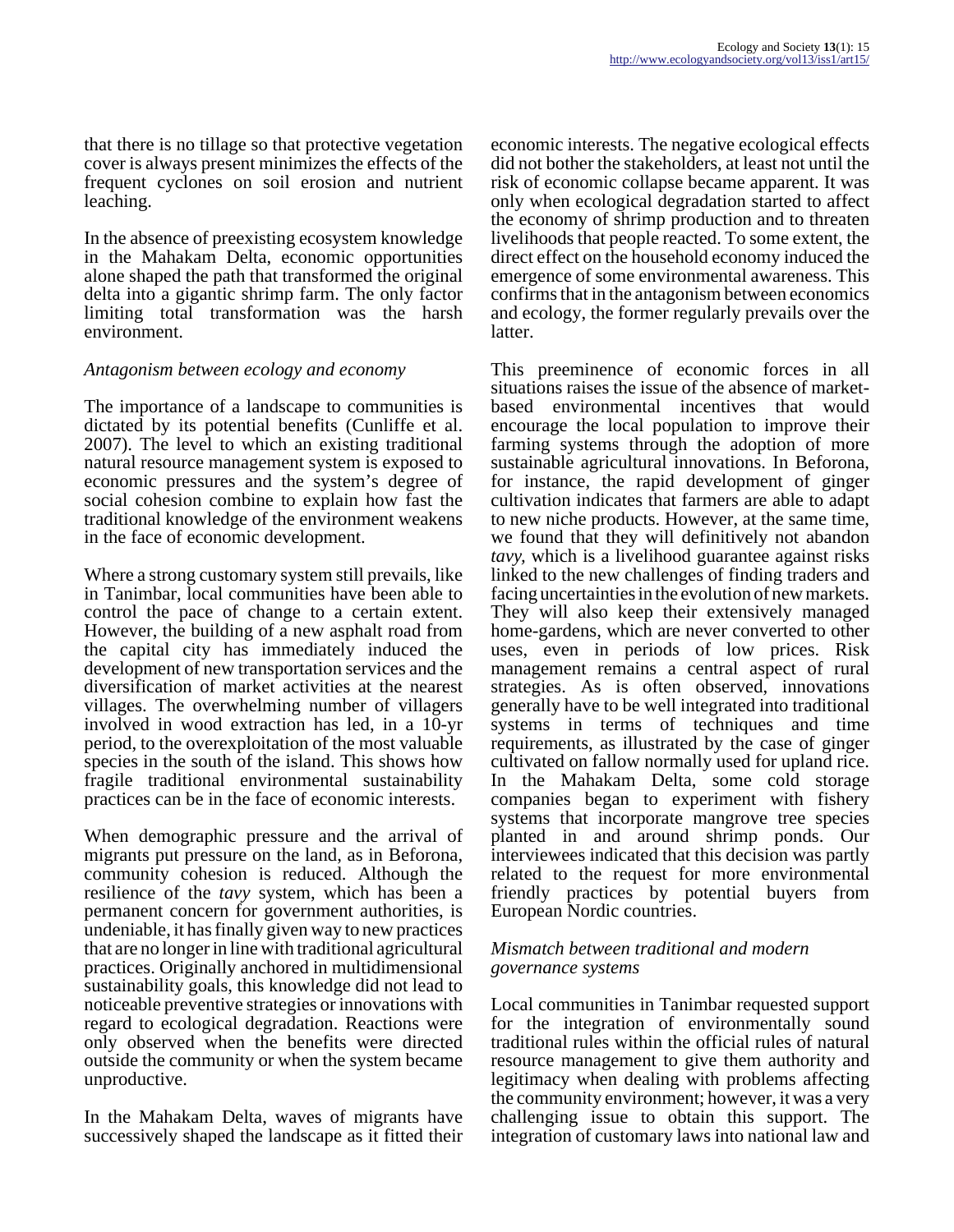that there is no tillage so that protective vegetation cover is always present minimizes the effects of the frequent cyclones on soil erosion and nutrient leaching.

In the absence of preexisting ecosystem knowledge in the Mahakam Delta, economic opportunities alone shaped the path that transformed the original delta into a gigantic shrimp farm. The only factor limiting total transformation was the harsh environment.

### *Antagonism between ecology and economy*

The importance of a landscape to communities is dictated by its potential benefits (Cunliffe et al. 2007). The level to which an existing traditional natural resource management system is exposed to economic pressures and the system's degree of social cohesion combine to explain how fast the traditional knowledge of the environment weakens in the face of economic development.

Where a strong customary system still prevails, like in Tanimbar, local communities have been able to control the pace of change to a certain extent. However, the building of a new asphalt road from the capital city has immediately induced the development of new transportation services and the diversification of market activities at the nearest villages. The overwhelming number of villagers involved in wood extraction has led, in a 10-yr period, to the overexploitation of the most valuable species in the south of the island. This shows how fragile traditional environmental sustainability practices can be in the face of economic interests.

When demographic pressure and the arrival of migrants put pressure on the land, as in Beforona, community cohesion is reduced. Although the resilience of the *tavy* system, which has been a permanent concern for government authorities, is undeniable, it has finally given way to new practices that are no longer in line with traditional agricultural practices. Originally anchored in multidimensional sustainability goals, this knowledge did not lead to noticeable preventive strategies or innovations with regard to ecological degradation. Reactions were only observed when the benefits were directed outside the community or when the system became unproductive.

In the Mahakam Delta, waves of migrants have successively shaped the landscape as it fitted their economic interests. The negative ecological effects did not bother the stakeholders, at least not until the risk of economic collapse became apparent. It was only when ecological degradation started to affect the economy of shrimp production and to threaten livelihoods that people reacted. To some extent, the direct effect on the household economy induced the emergence of some environmental awareness. This confirms that in the antagonism between economics and ecology, the former regularly prevails over the latter.

This preeminence of economic forces in all situations raises the issue of the absence of market-based environmental incentives that would encourage the local population to improve their farming systems through the adoption of more sustainable agricultural innovations. In Beforona, for instance, the rapid development of ginger cultivation indicates that farmers are able to adapt to new niche products. However, at the same time, we found that they will definitively not abandon *tavy*, which is a livelihood guarantee against risks linked to the new challenges of finding traders and facing uncertainties in the evolution of new markets. They will also keep their extensively managed home-gardens, which are never converted to other uses, even in periods of low prices. Risk management remains a central aspect of rural strategies. As is often observed, innovations generally have to be well integrated into traditional systems in terms of techniques and time requirements, as illustrated by the case of ginger cultivated on fallow normally used for upland rice. In the Mahakam Delta, some cold storage companies began to experiment with fishery systems that incorporate mangrove tree species planted in and around shrimp ponds. Our interviewees indicated that this decision was partly related to the request for more environmental friendly practices by potential buyers from European Nordic countries.

### *Mismatch between traditional and modern governance systems*

Local communities in Tanimbar requested support for the integration of environmentally sound traditional rules within the official rules of natural resource management to give them authority and legitimacy when dealing with problems affecting the community environment; however, it was a very challenging issue to obtain this support. The integration of customary laws into national law and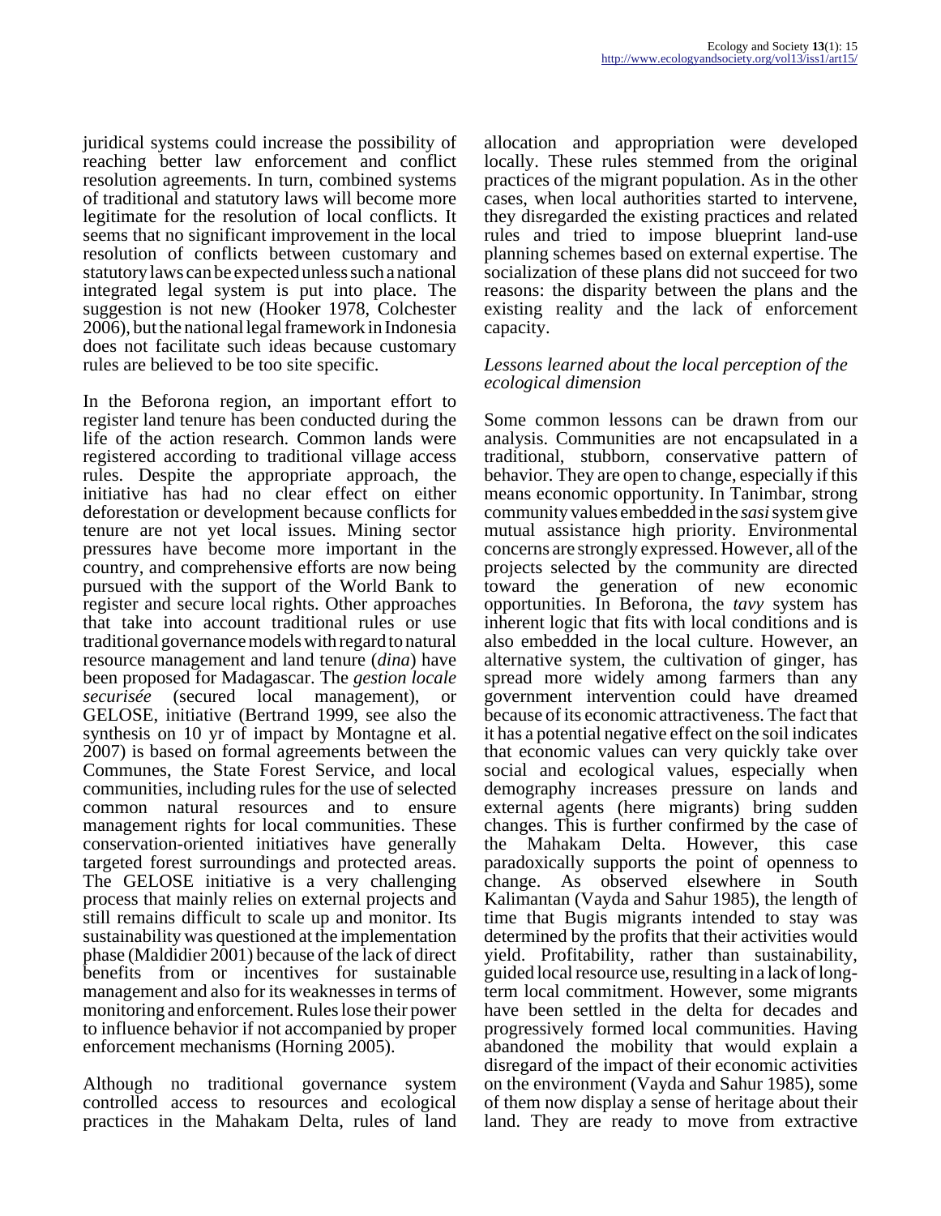juridical systems could increase the possibility of reaching better law enforcement and conflict resolution agreements. In turn, combined systems of traditional and statutory laws will become more legitimate for the resolution of local conflicts. It seems that no significant improvement in the local resolution of conflicts between customary and statutory laws can be expected unless such a national integrated legal system is put into place. The suggestion is not new (Hooker 1978, Colchester 2006), but the national legal framework in Indonesia does not facilitate such ideas because customary rules are believed to be too site specific.

In the Beforona region, an important effort to register land tenure has been conducted during the life of the action research. Common lands were registered according to traditional village access rules. Despite the appropriate approach, the initiative has had no clear effect on either deforestation or development because conflicts for tenure are not yet local issues. Mining sector pressures have become more important in the country, and comprehensive efforts are now being pursued with the support of the World Bank to register and secure local rights. Other approaches that take into account traditional rules or use traditional governance models with regard to natural resource management and land tenure (*dina*) have been proposed for Madagascar. The *gestion locale securisée* (secured local management), or GELOSE, initiative (Bertrand 1999, see also the synthesis on 10 yr of impact by Montagne et al. 2007) is based on formal agreements between the Communes, the State Forest Service, and local communities, including rules for the use of selected common natural resources and to ensure management rights for local communities. These conservation-oriented initiatives have generally targeted forest surroundings and protected areas. The GELOSE initiative is a very challenging process that mainly relies on external projects and still remains difficult to scale up and monitor. Its sustainability was questioned at the implementation phase (Maldidier 2001) because of the lack of direct benefits from or incentives for sustainable management and also for its weaknesses in terms of monitoring and enforcement. Rules lose their power to influence behavior if not accompanied by proper enforcement mechanisms (Horning 2005).

Although no traditional governance system controlled access to resources and ecological practices in the Mahakam Delta, rules of land allocation and appropriation were developed locally. These rules stemmed from the original practices of the migrant population. As in the other cases, when local authorities started to intervene, they disregarded the existing practices and related rules and tried to impose blueprint land-use planning schemes based on external expertise. The socialization of these plans did not succeed for two reasons: the disparity between the plans and the existing reality and the lack of enforcement capacity.

### *Lessons learned about the local perception of the ecological dimension*

Some common lessons can be drawn from our analysis. Communities are not encapsulated in a traditional, stubborn, conservative pattern of behavior. They are open to change, especially if this means economic opportunity. In Tanimbar, strong community values embedded in the *sasi* system give mutual assistance high priority. Environmental concerns are strongly expressed. However, all of the projects selected by the community are directed toward the generation of new economic opportunities. In Beforona, the *tavy* system has inherent logic that fits with local conditions and is also embedded in the local culture. However, an alternative system, the cultivation of ginger, has spread more widely among farmers than any government intervention could have dreamed because of its economic attractiveness. The fact that it has a potential negative effect on the soil indicates that economic values can very quickly take over social and ecological values, especially when demography increases pressure on lands and external agents (here migrants) bring sudden changes. This is further confirmed by the case of the Mahakam Delta. However, this case paradoxically supports the point of openness to change. As observed elsewhere in South Kalimantan (Vayda and Sahur 1985), the length of time that Bugis migrants intended to stay was determined by the profits that their activities would yield. Profitability, rather than sustainability, guided local resource use, resulting in a lack of long-term local commitment. However, some migrants have been settled in the delta for decades and progressively formed local communities. Having abandoned the mobility that would explain a disregard of the impact of their economic activities on the environment (Vayda and Sahur 1985), some of them now display a sense of heritage about their land. They are ready to move from extractive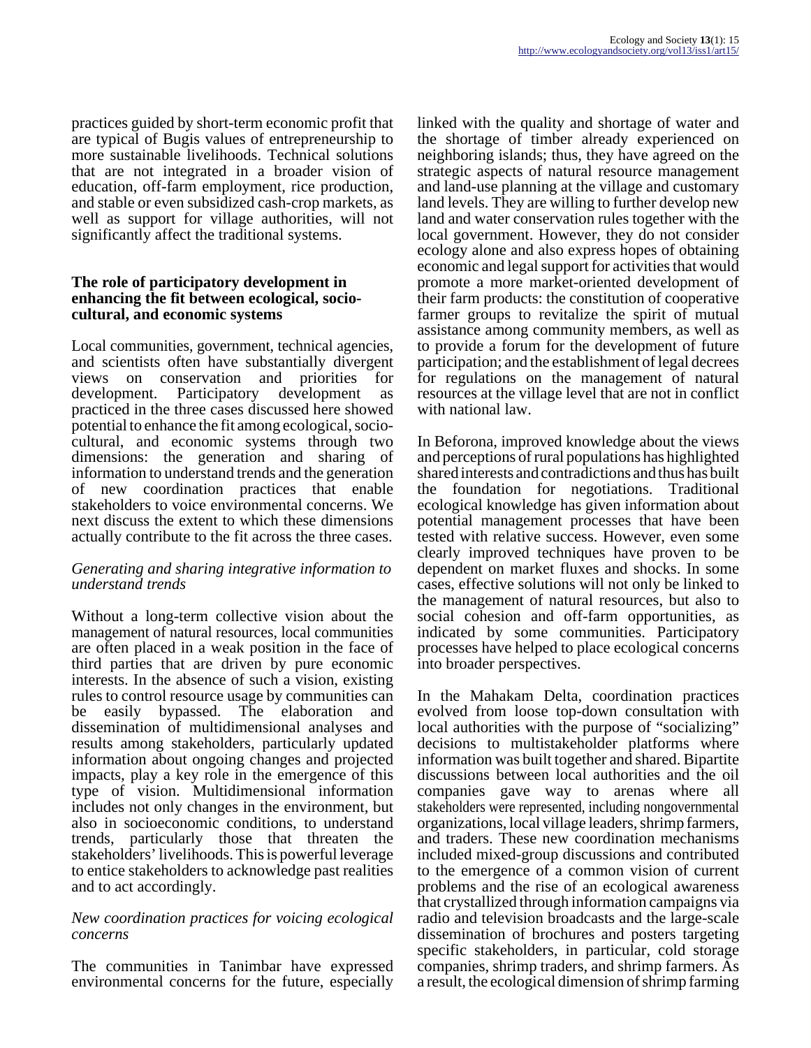practices guided by short-term economic profit that are typical of Bugis values of entrepreneurship to more sustainable livelihoods. Technical solutions that are not integrated in a broader vision of education, off-farm employment, rice production, and stable or even subsidized cash-crop markets, as well as support for village authorities, will not significantly affect the traditional systems.

### The role of participatory development in enhancing the fit between ecological, socio-cultural, and economic systems

Local communities, government, technical agencies, and scientists often have substantially divergent views on conservation and priorities for development. Participatory development as practiced in the three cases discussed here showed potential to enhance the fit among ecological, socio-cultural, and economic systems through two dimensions: the generation and sharing of information to understand trends and the generation of new coordination practices that enable stakeholders to voice environmental concerns. We next discuss the extent to which these dimensions actually contribute to the fit across the three cases.

#### *Generating and sharing integrative information to understand trends*

Without a long-term collective vision about the management of natural resources, local communities are often placed in a weak position in the face of third parties that are driven by pure economic interests. In the absence of such a vision, existing rules to control resource usage by communities can be easily bypassed. The elaboration and dissemination of multidimensional analyses and results among stakeholders, particularly updated information about ongoing changes and projected impacts, play a key role in the emergence of this type of vision. Multidimensional information includes not only changes in the environment, but also in socioeconomic conditions, to understand trends, particularly those that threaten the stakeholders' livelihoods. This is powerful leverage to entice stakeholders to acknowledge past realities and to act accordingly.

#### *New coordination practices for voicing ecological concerns*

The communities in Tanimbar have expressed environmental concerns for the future, especially linked with the quality and shortage of water and the shortage of timber already experienced on neighboring islands; thus, they have agreed on the strategic aspects of natural resource management and land-use planning at the village and customary land levels. They are willing to further develop new land and water conservation rules together with the local government. However, they do not consider ecology alone and also express hopes of obtaining economic and legal support for activities that would promote a more market-oriented development of their farm products: the constitution of cooperative farmer groups to revitalize the spirit of mutual assistance among community members, as well as to provide a forum for the development of future participation; and the establishment of legal decrees for regulations on the management of natural resources at the village level that are not in conflict with national law.

In Beforona, improved knowledge about the views and perceptions of rural populations has highlighted shared interests and contradictions and thus has built the foundation for negotiations. Traditional ecological knowledge has given information about potential management processes that have been tested with relative success. However, even some clearly improved techniques have proven to be dependent on market fluxes and shocks. In some cases, effective solutions will not only be linked to the management of natural resources, but also to social cohesion and off-farm opportunities, as indicated by some communities. Participatory processes have helped to place ecological concerns into broader perspectives.

In the Mahakam Delta, coordination practices evolved from loose top-down consultation with local authorities with the purpose of "socializing" decisions to multistakeholder platforms where information was built together and shared. Bipartite discussions between local authorities and the oil companies gave way to arenas where all stakeholders were represented, including nongovernmental organizations, local village leaders, shrimp farmers, and traders. These new coordination mechanisms included mixed-group discussions and contributed to the emergence of a common vision of current problems and the rise of an ecological awareness that crystallized through information campaigns via radio and television broadcasts and the large-scale dissemination of brochures and posters targeting specific stakeholders, in particular, cold storage companies, shrimp traders, and shrimp farmers. As a result, the ecological dimension of shrimp farming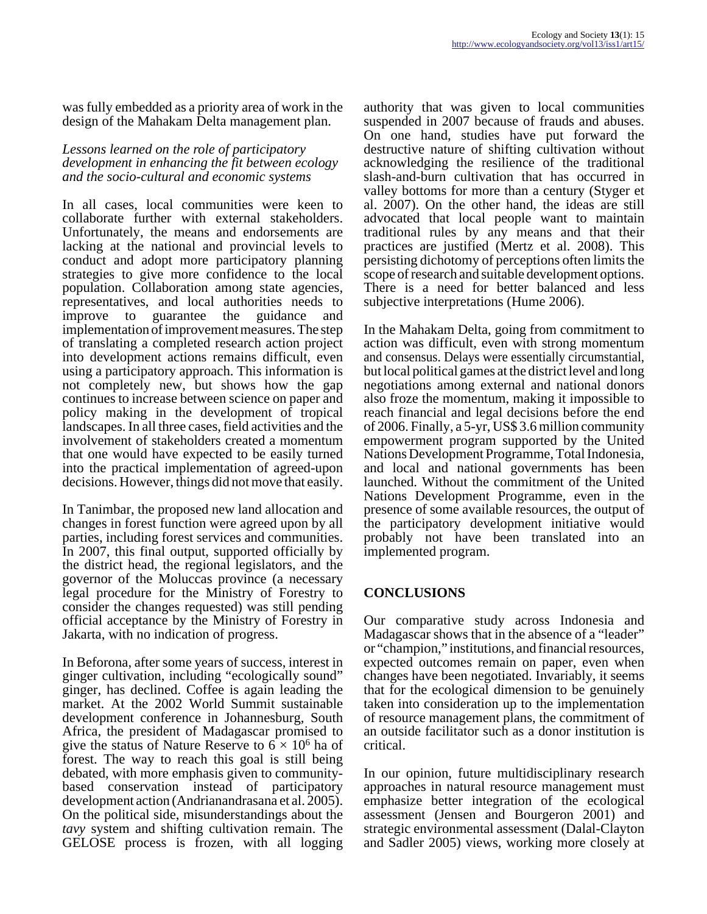was fully embedded as a priority area of work in the design of the Mahakam Delta management plan.

*Lessons learned on the role of participatory development in enhancing the fit between ecology and the socio-cultural and economic systems*

In all cases, local communities were keen to collaborate further with external stakeholders. Unfortunately, the means and endorsements are lacking at the national and provincial levels to conduct and adopt more participatory planning strategies to give more confidence to the local population. Collaboration among state agencies, representatives, and local authorities needs to improve to guarantee the guidance and implementation of improvement measures. The step of translating a completed research action project into development actions remains difficult, even using a participatory approach. This information is not completely new, but shows how the gap continues to increase between science on paper and policy making in the development of tropical landscapes. In all three cases, field activities and the involvement of stakeholders created a momentum that one would have expected to be easily turned into the practical implementation of agreed-upon decisions. However, things did not move that easily.

In Tanimbar, the proposed new land allocation and changes in forest function were agreed upon by all parties, including forest services and communities. In 2007, this final output, supported officially by the district head, the regional legislators, and the governor of the Moluccas province (a necessary legal procedure for the Ministry of Forestry to consider the changes requested) was still pending official acceptance by the Ministry of Forestry in Jakarta, with no indication of progress.

In Beforona, after some years of success, interest in ginger cultivation, including "ecologically sound" ginger, has declined. Coffee is again leading the market. At the 2002 World Summit sustainable development conference in Johannesburg, South Africa, the president of Madagascar promised to give the status of Nature Reserve to $6 \times 10^6$ ha of forest. The way to reach this goal is still being debated, with more emphasis given to community-based conservation instead of participatory development action (Andrianandrasana et al. 2005). On the political side, misunderstandings about the *tavy* system and shifting cultivation remain. The GELOSE process is frozen, with all logging authority that was given to local communities suspended in 2007 because of frauds and abuses. On one hand, studies have put forward the destructive nature of shifting cultivation without acknowledging the resilience of the traditional slash-and-burn cultivation that has occurred in valley bottoms for more than a century (Styger et al. 2007). On the other hand, the ideas are still advocated that local people want to maintain traditional rules by any means and that their practices are justified (Mertz et al. 2008). This persisting dichotomy of perceptions often limits the scope of research and suitable development options. There is a need for better balanced and less subjective interpretations (Hume 2006).

In the Mahakam Delta, going from commitment to action was difficult, even with strong momentum and consensus. Delays were essentially circumstantial, but local political games at the district level and long negotiations among external and national donors also froze the momentum, making it impossible to reach financial and legal decisions before the end of 2006. Finally, a 5-yr, US$ 3.6 million community empowerment program supported by the United Nations Development Programme, Total Indonesia, and local and national governments has been launched. Without the commitment of the United Nations Development Programme, even in the presence of some available resources, the output of the participatory development initiative would probably not have been translated into an implemented program.

## CONCLUSIONS

Our comparative study across Indonesia and Madagascar shows that in the absence of a "leader" or "champion," institutions, and financial resources, expected outcomes remain on paper, even when changes have been negotiated. Invariably, it seems that for the ecological dimension to be genuinely taken into consideration up to the implementation of resource management plans, the commitment of an outside facilitator such as a donor institution is critical.

In our opinion, future multidisciplinary research approaches in natural resource management must emphasize better integration of the ecological assessment (Jensen and Bourgeron 2001) and strategic environmental assessment (Dalal-Clayton and Sadler 2005) views, working more closely at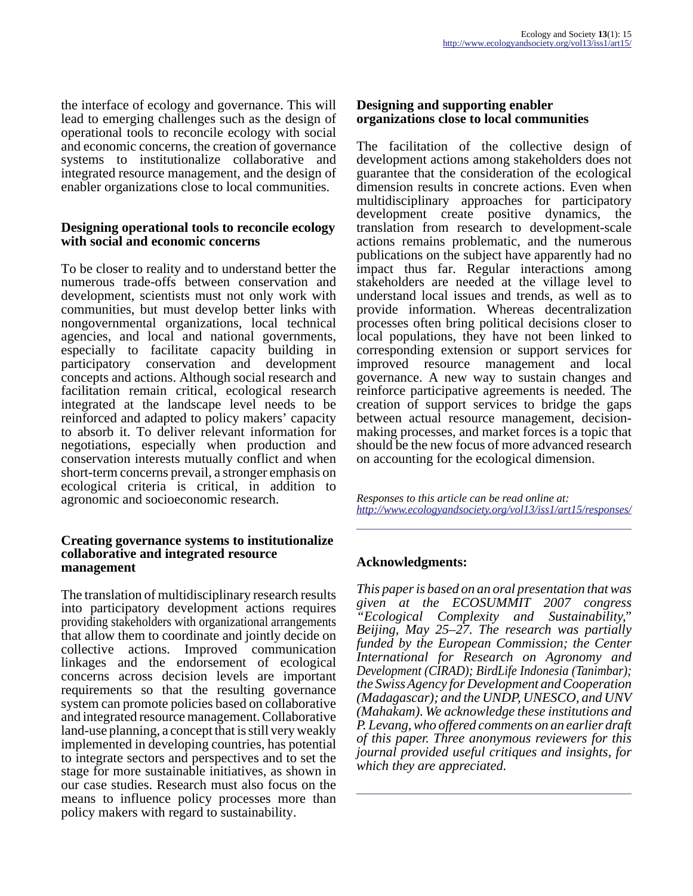the interface of ecology and governance. This will lead to emerging challenges such as the design of operational tools to reconcile ecology with social and economic concerns, the creation of governance systems to institutionalize collaborative and integrated resource management, and the design of enabler organizations close to local communities.

### Designing operational tools to reconcile ecology with social and economic concerns

To be closer to reality and to understand better the numerous trade-offs between conservation and development, scientists must not only work with communities, but must develop better links with nongovernmental organizations, local technical agencies, and local and national governments, especially to facilitate capacity building in participatory conservation and development concepts and actions. Although social research and facilitation remain critical, ecological research integrated at the landscape level needs to be reinforced and adapted to policy makers' capacity to absorb it. To deliver relevant information for negotiations, especially when production and conservation interests mutually conflict and when short-term concerns prevail, a stronger emphasis on ecological criteria is critical, in addition to agronomic and socioeconomic research.

### Creating governance systems to institutionalize collaborative and integrated resource management

The translation of multidisciplinary research results into participatory development actions requires providing stakeholders with organizational arrangements that allow them to coordinate and jointly decide on collective actions. Improved communication linkages and the endorsement of ecological concerns across decision levels are important requirements so that the resulting governance system can promote policies based on collaborative and integrated resource management. Collaborative land-use planning, a concept that is still very weakly implemented in developing countries, has potential to integrate sectors and perspectives and to set the stage for more sustainable initiatives, as shown in our case studies. Research must also focus on the means to influence policy processes more than policy makers with regard to sustainability.

### Designing and supporting enabler organizations close to local communities

The facilitation of the collective design of development actions among stakeholders does not guarantee that the consideration of the ecological dimension results in concrete actions. Even when multidisciplinary approaches for participatory development create positive dynamics, the translation from research to development-scale actions remains problematic, and the numerous publications on the subject have apparently had no impact thus far. Regular interactions among stakeholders are needed at the village level to understand local issues and trends, as well as to provide information. Whereas decentralization processes often bring political decisions closer to local populations, they have not been linked to corresponding extension or support services for improved resource management and local governance. A new way to sustain changes and reinforce participative agreements is needed. The creation of support services to bridge the gaps between actual resource management, decision-making processes, and market forces is a topic that should be the new focus of more advanced research on accounting for the ecological dimension.

*Responses to this article can be read online at:*
*http://www.ecologyandsociety.org/vol13/iss1/art15/responses/*

## Acknowledgments:

*This paper is based on an oral presentation that was given at the ECOSUMMIT 2007 congress "Ecological Complexity and Sustainability," Beijing, May 25–27. The research was partially funded by the European Commission; the Center International for Research on Agronomy and Development (CIRAD); BirdLife Indonesia (Tanimbar); the Swiss Agency for Development and Cooperation (Madagascar); and the UNDP, UNESCO, and UNV (Mahakam). We acknowledge these institutions and P. Levang, who offered comments on an earlier draft of this paper. Three anonymous reviewers for this journal provided useful critiques and insights, for which they are appreciated.*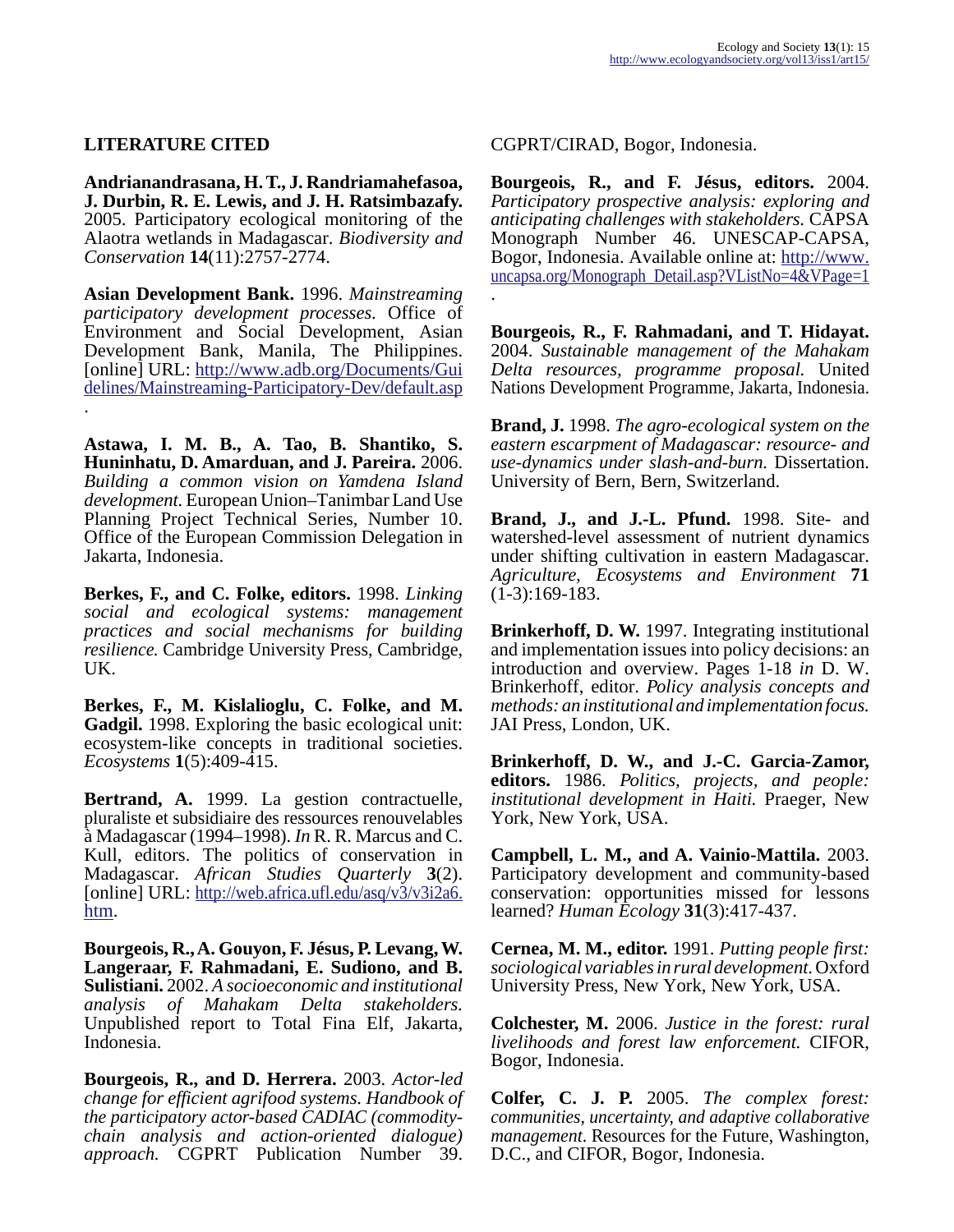## LITERATURE CITED

**Andrianandrasana, H. T., J. Randriamahefasoa, J. Durbin, R. E. Lewis, and J. H. Ratsimbazafy.** 2005. Participatory ecological monitoring of the Alaotra wetlands in Madagascar. *Biodiversity and Conservation* **14**(11):2757-2774.

**Asian Development Bank.** 1996. *Mainstreaming participatory development processes.* Office of Environment and Social Development, Asian Development Bank, Manila, The Philippines. [online] URL: http://www.adb.org/Documents/Guidelines/Mainstreaming-Participatory-Dev/default.asp.

**Astawa, I. M. B., A. Tao, B. Shantiko, S. Huninhatu, D. Amarduan, and J. Pareira.** 2006. *Building a common vision on Yamdena Island development.* European Union–Tanimbar Land Use Planning Project Technical Series, Number 10. Office of the European Commission Delegation in Jakarta, Indonesia.

**Berkes, F., and C. Folke, editors.** 1998. *Linking social and ecological systems: management practices and social mechanisms for building resilience.* Cambridge University Press, Cambridge, UK.

**Berkes, F., M. Kislalioglu, C. Folke, and M. Gadgil.** 1998. Exploring the basic ecological unit: ecosystem-like concepts in traditional societies. *Ecosystems* **1**(5):409-415.

**Bertrand, A.** 1999. La gestion contractuelle, pluraliste et subsidiaire des ressources renouvelables à Madagascar (1994–1998). *In* R. R. Marcus and C. Kull, editors. The politics of conservation in Madagascar. *African Studies Quarterly* **3**(2). [online] URL: http://web.africa.ufl.edu/asq/v3/v3i2a6.htm.

**Bourgeois, R., A. Gouyon, F. Jésus, P. Levang, W. Langeraar, F. Rahmadani, E. Sudiono, and B. Sulistiani.** 2002. *A socioeconomic and institutional analysis of Mahakam Delta stakeholders.* Unpublished report to Total Fina Elf, Jakarta, Indonesia.

**Bourgeois, R., and D. Herrera.** 2003. *Actor-led change for efficient agrifood systems. Handbook of the participatory actor-based CADIAC (commodity-chain analysis and action-oriented dialogue) approach.* CGPRT Publication Number 39. CGPRT/CIRAD, Bogor, Indonesia.

**Bourgeois, R., and F. Jésus, editors.** 2004. *Participatory prospective analysis: exploring and anticipating challenges with stakeholders.* CAPSA Monograph Number 46. UNESCAP-CAPSA, Bogor, Indonesia. Available online at: http://www.uncapsa.org/Monograph_Detail.asp?VListNo=4&VPage=1.

**Bourgeois, R., F. Rahmadani, and T. Hidayat.** 2004. *Sustainable management of the Mahakam Delta resources, programme proposal.* United Nations Development Programme, Jakarta, Indonesia.

**Brand, J.** 1998. *The agro-ecological system on the eastern escarpment of Madagascar: resource- and use-dynamics under slash-and-burn.* Dissertation. University of Bern, Bern, Switzerland.

**Brand, J., and J.-L. Pfund.** 1998. Site- and watershed-level assessment of nutrient dynamics under shifting cultivation in eastern Madagascar. *Agriculture, Ecosystems and Environment* **71** (1-3):169-183.

**Brinkerhoff, D. W.** 1997. Integrating institutional and implementation issues into policy decisions: an introduction and overview. Pages 1-18 *in* D. W. Brinkerhoff, editor. *Policy analysis concepts and methods: an institutional and implementation focus.* JAI Press, London, UK.

**Brinkerhoff, D. W., and J.-C. Garcia-Zamor, editors.** 1986. *Politics, projects, and people: institutional development in Haiti.* Praeger, New York, New York, USA.

**Campbell, L. M., and A. Vainio-Mattila.** 2003. Participatory development and community-based conservation: opportunities missed for lessons learned? *Human Ecology* **31**(3):417-437.

**Cernea, M. M., editor.** 1991. *Putting people first: sociological variables in rural development.* Oxford University Press, New York, New York, USA.

**Colchester, M.** 2006. *Justice in the forest: rural livelihoods and forest law enforcement.* CIFOR, Bogor, Indonesia.

**Colfer, C. J. P.** 2005. *The complex forest: communities, uncertainty, and adaptive collaborative management*. Resources for the Future, Washington, D.C., and CIFOR, Bogor, Indonesia.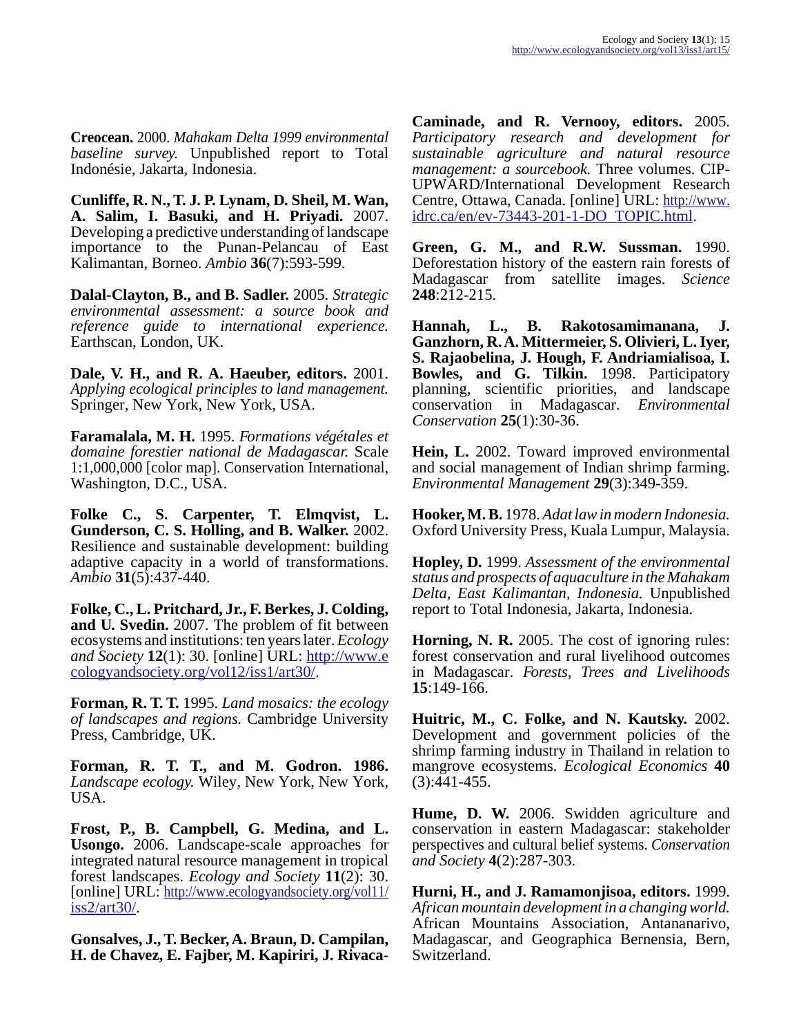**Creocean.** 2000. *Mahakam Delta 1999 environmental baseline survey.* Unpublished report to Total Indonésie, Jakarta, Indonesia.

**Cunliffe, R. N., T. J. P. Lynam, D. Sheil, M. Wan, A. Salim, I. Basuki, and H. Priyadi.** 2007. Developing a predictive understanding of landscape importance to the Punan-Pelancau of East Kalimantan, Borneo. *Ambio* **36**(7):593-599.

**Dalal-Clayton, B., and B. Sadler.** 2005. *Strategic environmental assessment: a source book and reference guide to international experience.* Earthscan, London, UK.

**Dale, V. H., and R. A. Haeuber, editors.** 2001. *Applying ecological principles to land management.* Springer, New York, New York, USA.

**Faramalala, M. H.** 1995. *Formations végétales et domaine forestier national de Madagascar.* Scale 1:1,000,000 [color map]. Conservation International, Washington, D.C., USA.

**Folke C., S. Carpenter, T. Elmqvist, L. Gunderson, C. S. Holling, and B. Walker.** 2002. Resilience and sustainable development: building adaptive capacity in a world of transformations. *Ambio* **31**(5):437-440.

**Folke, C., L. Pritchard, Jr., F. Berkes, J. Colding, and U. Svedin.** 2007. The problem of fit between ecosystems and institutions: ten years later. *Ecology and Society* **12**(1): 30. [online] URL: http://www.ecologyandsociety.org/vol12/iss1/art30/.

**Forman, R. T. T.** 1995. *Land mosaics: the ecology of landscapes and regions.* Cambridge University Press, Cambridge, UK.

**Forman, R. T. T., and M. Godron. 1986.** *Landscape ecology.* Wiley, New York, New York, USA.

**Frost, P., B. Campbell, G. Medina, and L. Usongo.** 2006. Landscape-scale approaches for integrated natural resource management in tropical forest landscapes. *Ecology and Society* **11**(2): 30. [online] URL: http://www.ecologyandsociety.org/vol11/iss2/art30/.

**Gonsalves, J., T. Becker, A. Braun, D. Campilan, H. de Chavez, E. Fajber, M. Kapiriri, J. Rivaca-Caminade, and R. Vernooy, editors.** 2005. *Participatory research and development for sustainable agriculture and natural resource management: a sourcebook.* Three volumes. CIP-UPWARD/International Development Research Centre, Ottawa, Canada. [online] URL: http://www.idrc.ca/en/ev-73443-201-1-DO_TOPIC.html.

**Green, G. M., and R.W. Sussman.** 1990. Deforestation history of the eastern rain forests of Madagascar from satellite images. *Science* **248**:212-215.

**Hannah, L., B. Rakotosamimanana, J. Ganzhorn, R. A. Mittermeier, S. Olivieri, L. Iyer, S. Rajaobelina, J. Hough, F. Andriamialisoa, I. Bowles, and G. Tilkin.** 1998. Participatory planning, scientific priorities, and landscape conservation in Madagascar. *Environmental Conservation* **25**(1):30-36.

**Hein, L.** 2002. Toward improved environmental and social management of Indian shrimp farming. *Environmental Management* **29**(3):349-359.

**Hooker, M. B.** 1978. *Adat law in modern Indonesia.* Oxford University Press, Kuala Lumpur, Malaysia.

**Hopley, D.** 1999. *Assessment of the environmental status and prospects of aquaculture in the Mahakam Delta, East Kalimantan, Indonesia.* Unpublished report to Total Indonesia, Jakarta, Indonesia.

**Horning, N. R.** 2005. The cost of ignoring rules: forest conservation and rural livelihood outcomes in Madagascar. *Forests, Trees and Livelihoods* **15**:149-166.

**Huitric, M., C. Folke, and N. Kautsky.** 2002. Development and government policies of the shrimp farming industry in Thailand in relation to mangrove ecosystems. *Ecological Economics* **40** (3):441-455.

**Hume, D. W.** 2006. Swidden agriculture and conservation in eastern Madagascar: stakeholder perspectives and cultural belief systems. *Conservation and Society* **4**(2):287-303.

**Hurni, H., and J. Ramamonjisoa, editors.** 1999. *African mountain development in a changing world.* African Mountains Association, Antananarivo, Madagascar, and Geographica Bernensia, Bern, Switzerland.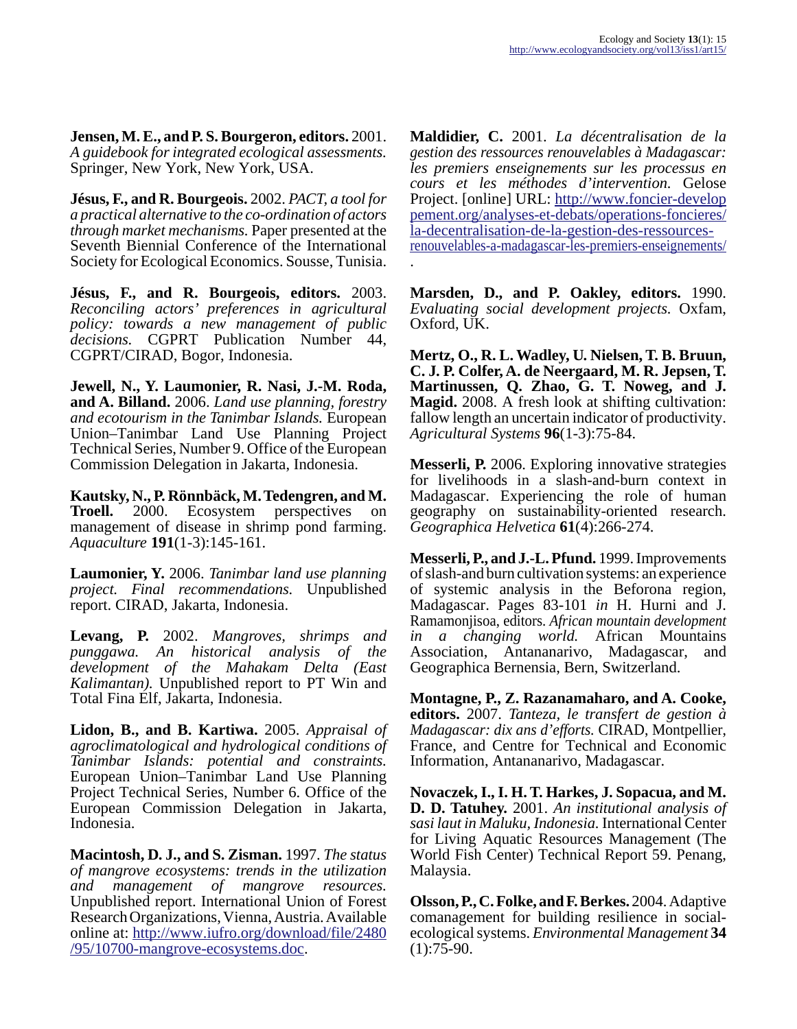**Jensen, M. E., and P. S. Bourgeron, editors.** 2001. *A guidebook for integrated ecological assessments.* Springer, New York, New York, USA.

**Jésus, F., and R. Bourgeois.** 2002. *PACT, a tool for a practical alternative to the co-ordination of actors through market mechanisms.* Paper presented at the Seventh Biennial Conference of the International Society for Ecological Economics. Sousse, Tunisia.

**Jésus, F., and R. Bourgeois, editors.** 2003. *Reconciling actors' preferences in agricultural policy: towards a new management of public decisions.* CGPRT Publication Number 44, CGPRT/CIRAD, Bogor, Indonesia.

**Jewell, N., Y. Laumonier, R. Nasi, J.-M. Roda, and A. Billand.** 2006. *Land use planning, forestry and ecotourism in the Tanimbar Islands.* European Union–Tanimbar Land Use Planning Project Technical Series, Number 9. Office of the European Commission Delegation in Jakarta, Indonesia.

**Kautsky, N., P. Rönnbäck, M. Tedengren, and M. Troell.** 2000. Ecosystem perspectives on management of disease in shrimp pond farming. *Aquaculture* **191**(1-3):145-161.

**Laumonier, Y.** 2006. *Tanimbar land use planning project. Final recommendations.* Unpublished report. CIRAD, Jakarta, Indonesia.

**Levang, P.** 2002. *Mangroves, shrimps and punggawa. An historical analysis of the development of the Mahakam Delta (East Kalimantan).* Unpublished report to PT Win and Total Fina Elf, Jakarta, Indonesia.

**Lidon, B., and B. Kartiwa.** 2005. *Appraisal of agroclimatological and hydrological conditions of Tanimbar Islands: potential and constraints.* European Union–Tanimbar Land Use Planning Project Technical Series, Number 6. Office of the European Commission Delegation in Jakarta, Indonesia.

**Macintosh, D. J., and S. Zisman.** 1997. *The status of mangrove ecosystems: trends in the utilization and management of mangrove resources.* Unpublished report. International Union of Forest Research Organizations, Vienna, Austria. Available online at: http://www.iufro.org/download/file/2480/95/10700-mangrove-ecosystems.doc.

**Maldidier, C.** 2001. *La décentralisation de la gestion des ressources renouvelables à Madagascar: les premiers enseignements sur les processus en cours et les méthodes d'intervention.* Gelose Project. [online] URL: http://www.foncier-developpement.org/analyses-et-debats/operations-foncieres/la-decentralisation-de-la-gestion-des-ressources-renouvelables-a-madagascar-les-premiers-enseignements/.

**Marsden, D., and P. Oakley, editors.** 1990. *Evaluating social development projects.* Oxfam, Oxford, UK.

**Mertz, O., R. L. Wadley, U. Nielsen, T. B. Bruun, C. J. P. Colfer, A. de Neergaard, M. R. Jepsen, T. Martinussen, Q. Zhao, G. T. Noweg, and J. Magid.** 2008. A fresh look at shifting cultivation: fallow length an uncertain indicator of productivity. *Agricultural Systems* **96**(1-3):75-84.

**Messerli, P.** 2006. Exploring innovative strategies for livelihoods in a slash-and-burn context in Madagascar. Experiencing the role of human geography on sustainability-oriented research. *Geographica Helvetica* **61**(4):266-274.

**Messerli, P., and J.-L. Pfund.** 1999. Improvements of slash-and burn cultivation systems: an experience of systemic analysis in the Beforona region, Madagascar. Pages 83-101 *in* H. Hurni and J. Ramamonjisoa, editors. *African mountain development in a changing world.* African Mountains Association, Antananarivo, Madagascar, and Geographica Bernensia, Bern, Switzerland.

**Montagne, P., Z. Razanamaharo, and A. Cooke, editors.** 2007. *Tanteza, le transfert de gestion à Madagascar: dix ans d'efforts.* CIRAD, Montpellier, France, and Centre for Technical and Economic Information, Antananarivo, Madagascar.

**Novaczek, I., I. H. T. Harkes, J. Sopacua, and M. D. D. Tatuhey.** 2001. *An institutional analysis of sasi laut in Maluku, Indonesia.* International Center for Living Aquatic Resources Management (The World Fish Center) Technical Report 59. Penang, Malaysia.

**Olsson, P., C. Folke, and F. Berkes.** 2004. Adaptive comanagement for building resilience in social-ecological systems. *Environmental Management* **34**(1):75-90.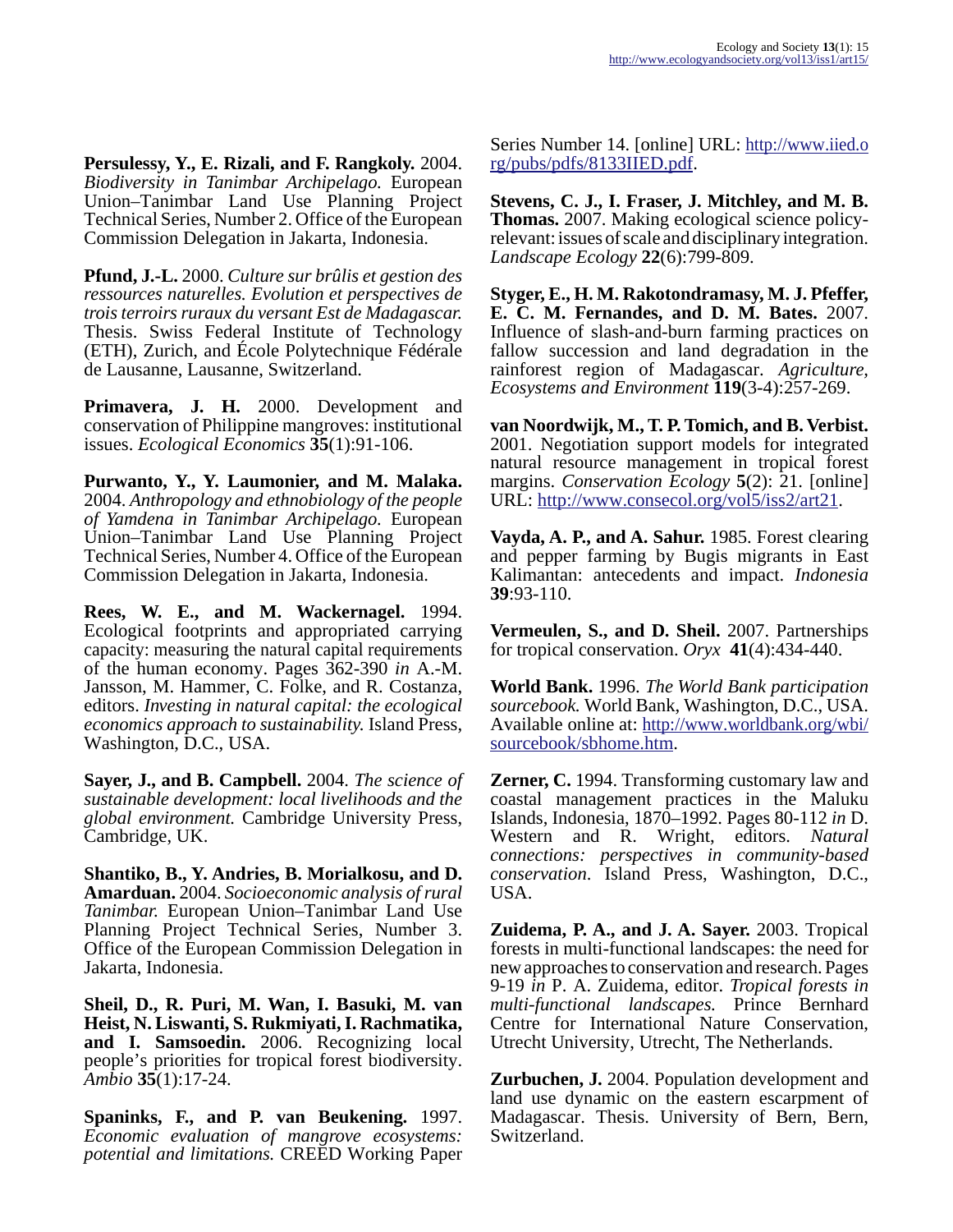**Persulessy, Y., E. Rizali, and F. Rangkoly.** 2004. *Biodiversity in Tanimbar Archipelago.* European Union–Tanimbar Land Use Planning Project Technical Series, Number 2. Office of the European Commission Delegation in Jakarta, Indonesia.

**Pfund, J.-L.** 2000. *Culture sur brûlis et gestion des ressources naturelles. Evolution et perspectives de trois terroirs ruraux du versant Est de Madagascar.* Thesis. Swiss Federal Institute of Technology (ETH), Zurich, and École Polytechnique Fédérale de Lausanne, Lausanne, Switzerland.

**Primavera, J. H.** 2000. Development and conservation of Philippine mangroves: institutional issues. *Ecological Economics* **35**(1):91-106.

**Purwanto, Y., Y. Laumonier, and M. Malaka.** 2004. *Anthropology and ethnobiology of the people of Yamdena in Tanimbar Archipelago.* European Union–Tanimbar Land Use Planning Project Technical Series, Number 4. Office of the European Commission Delegation in Jakarta, Indonesia.

**Rees, W. E., and M. Wackernagel.** 1994. Ecological footprints and appropriated carrying capacity: measuring the natural capital requirements of the human economy. Pages 362-390 *in* A.-M. Jansson, M. Hammer, C. Folke, and R. Costanza, editors. *Investing in natural capital: the ecological economics approach to sustainability.* Island Press, Washington, D.C., USA.

**Sayer, J., and B. Campbell.** 2004. *The science of sustainable development: local livelihoods and the global environment.* Cambridge University Press, Cambridge, UK.

**Shantiko, B., Y. Andries, B. Morialkosu, and D. Amarduan.** 2004. *Socioeconomic analysis of rural Tanimbar.* European Union–Tanimbar Land Use Planning Project Technical Series, Number 3. Office of the European Commission Delegation in Jakarta, Indonesia.

**Sheil, D., R. Puri, M. Wan, I. Basuki, M. van Heist, N. Liswanti, S. Rukmiyati, I. Rachmatika, and I. Samsoedin.** 2006. Recognizing local people's priorities for tropical forest biodiversity. *Ambio* **35**(1):17-24.

**Spaninks, F., and P. van Beukening.** 1997. *Economic evaluation of mangrove ecosystems: potential and limitations.* CREED Working Paper Series Number 14. [online] URL: http://www.iied.org/pubs/pdfs/8133IIED.pdf.

**Stevens, C. J., I. Fraser, J. Mitchley, and M. B. Thomas.** 2007. Making ecological science policy-relevant: issues of scale and disciplinary integration. *Landscape Ecology* **22**(6):799-809.

**Styger, E., H. M. Rakotondramasy, M. J. Pfeffer, E. C. M. Fernandes, and D. M. Bates.** 2007. Influence of slash-and-burn farming practices on fallow succession and land degradation in the rainforest region of Madagascar. *Agriculture, Ecosystems and Environment* **119**(3-4):257-269.

**van Noordwijk, M., T. P. Tomich, and B. Verbist.** 2001. Negotiation support models for integrated natural resource management in tropical forest margins. *Conservation Ecology* **5**(2): 21. [online] URL: http://www.consecol.org/vol5/iss2/art21.

**Vayda, A. P., and A. Sahur.** 1985. Forest clearing and pepper farming by Bugis migrants in East Kalimantan: antecedents and impact. *Indonesia* **39**:93-110.

**Vermeulen, S., and D. Sheil.** 2007. Partnerships for tropical conservation. *Oryx* **41**(4):434-440.

**World Bank.** 1996. *The World Bank participation sourcebook.* World Bank, Washington, D.C., USA. Available online at: http://www.worldbank.org/wbi/sourcebook/sbhome.htm.

**Zerner, C.** 1994. Transforming customary law and coastal management practices in the Maluku Islands, Indonesia, 1870–1992. Pages 80-112 *in* D. Western and R. Wright, editors. *Natural connections: perspectives in community-based conservation.* Island Press, Washington, D.C., USA.

**Zuidema, P. A., and J. A. Sayer.** 2003. Tropical forests in multi-functional landscapes: the need for new approaches to conservation and research. Pages 9-19 *in* P. A. Zuidema, editor. *Tropical forests in multi-functional landscapes.* Prince Bernhard Centre for International Nature Conservation, Utrecht University, Utrecht, The Netherlands.

**Zurbuchen, J.** 2004. Population development and land use dynamic on the eastern escarpment of Madagascar. Thesis. University of Bern, Bern, Switzerland.